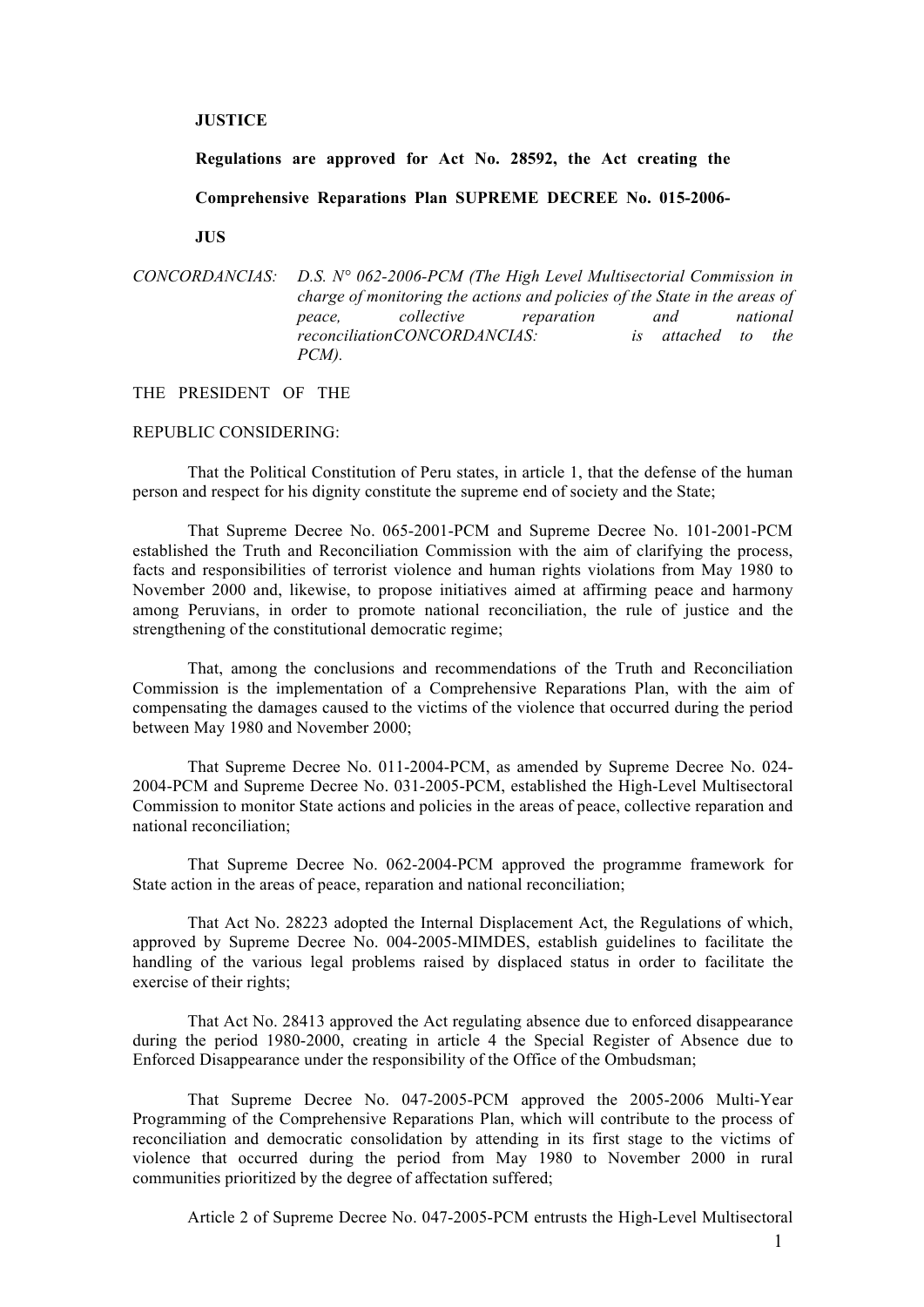**JUSTICE**

**Regulations are approved for Act No. 28592, the Act creating the Comprehensive Reparations Plan SUPREME DECREE No. 015-2006-JUS**

*CONCORDANCIAS: D.S. N° 062-2006-PCM (The High Level Multisectorial Commission in charge of monitoring the actions and policies of the State in the areas of peace, collective reparation and national reconciliationCONCORDANCIAS: is attached to the PCM).*

THE PRESIDENT OF THE

REPUBLIC CONSIDERING:

That the Political Constitution of Peru states, in article 1, that the defense of the human person and respect for his dignity constitute the supreme end of society and the State;

That Supreme Decree No. 065-2001-PCM and Supreme Decree No. 101-2001-PCM established the Truth and Reconciliation Commission with the aim of clarifying the process, facts and responsibilities of terrorist violence and human rights violations from May 1980 to November 2000 and, likewise, to propose initiatives aimed at affirming peace and harmony among Peruvians, in order to promote national reconciliation, the rule of justice and the strengthening of the constitutional democratic regime;

That, among the conclusions and recommendations of the Truth and Reconciliation Commission is the implementation of a Comprehensive Reparations Plan, with the aim of compensating the damages caused to the victims of the violence that occurred during the period between May 1980 and November 2000;

That Supreme Decree No. 011-2004-PCM, as amended by Supreme Decree No. 024-2004-PCM and Supreme Decree No. 031-2005-PCM, established the High-Level Multisectoral Commission to monitor State actions and policies in the areas of peace, collective reparation and national reconciliation;

That Supreme Decree No. 062-2004-PCM approved the programme framework for State action in the areas of peace, reparation and national reconciliation;

That Act No. 28223 adopted the Internal Displacement Act, the Regulations of which, approved by Supreme Decree No. 004-2005-MIMDES, establish guidelines to facilitate the handling of the various legal problems raised by displaced status in order to facilitate the exercise of their rights;

That Act No. 28413 approved the Act regulating absence due to enforced disappearance during the period 1980-2000, creating in article 4 the Special Register of Absence due to Enforced Disappearance under the responsibility of the Office of the Ombudsman;

That Supreme Decree No. 047-2005-PCM approved the 2005-2006 Multi-Year Programming of the Comprehensive Reparations Plan, which will contribute to the process of reconciliation and democratic consolidation by attending in its first stage to the victims of violence that occurred during the period from May 1980 to November 2000 in rural communities prioritized by the degree of affectation suffered;

Article 2 of Supreme Decree No. 047-2005-PCM entrusts the High-Level Multisectoral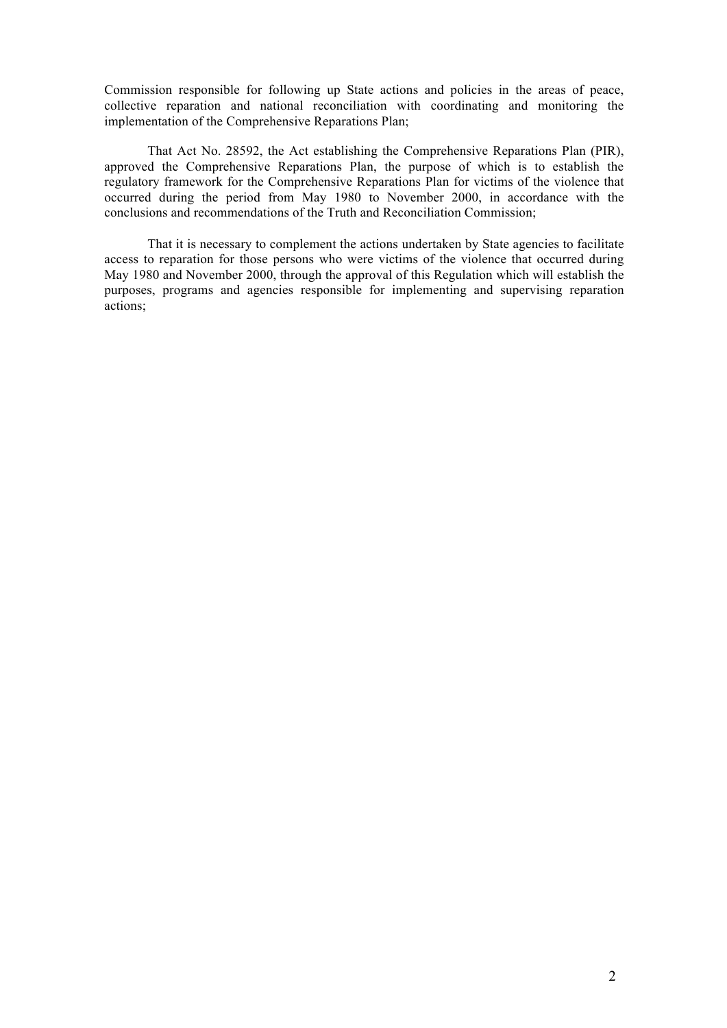Commission responsible for following up State actions and policies in the areas of peace, collective reparation and national reconciliation with coordinating and monitoring the implementation of the Comprehensive Reparations Plan;

That Act No. 28592, the Act establishing the Comprehensive Reparations Plan (PIR), approved the Comprehensive Reparations Plan, the purpose of which is to establish the regulatory framework for the Comprehensive Reparations Plan for victims of the violence that occurred during the period from May 1980 to November 2000, in accordance with the conclusions and recommendations of the Truth and Reconciliation Commission;

That it is necessary to complement the actions undertaken by State agencies to facilitate access to reparation for those persons who were victims of the violence that occurred during May 1980 and November 2000, through the approval of this Regulation which will establish the purposes, programs and agencies responsible for implementing and supervising reparation actions;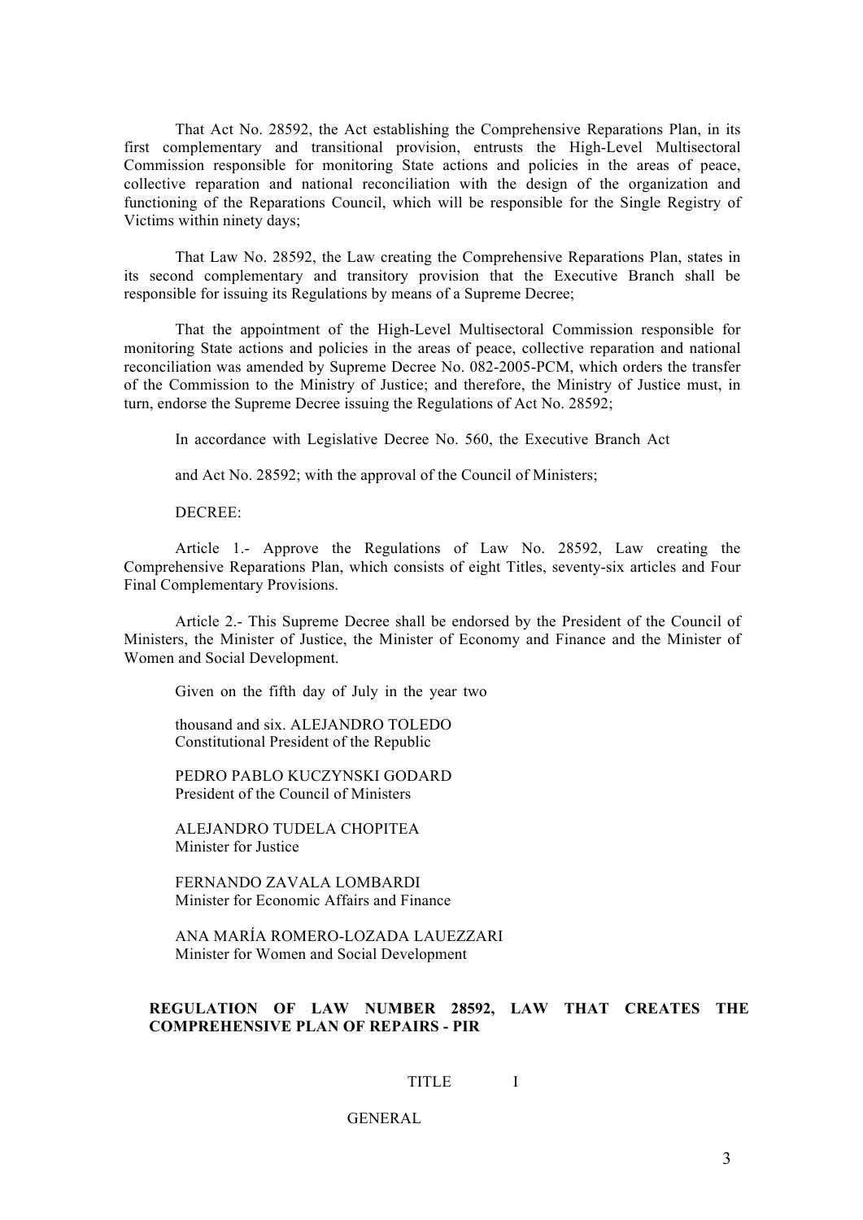That Act No. 28592, the Act establishing the Comprehensive Reparations Plan, in its first complementary and transitional provision, entrusts the High-Level Multisectoral Commission responsible for monitoring State actions and policies in the areas of peace, collective reparation and national reconciliation with the design of the organization and functioning of the Reparations Council, which will be responsible for the Single Registry of Victims within ninety days;

That Law No. 28592, the Law creating the Comprehensive Reparations Plan, states in its second complementary and transitory provision that the Executive Branch shall be responsible for issuing its Regulations by means of a Supreme Decree;

That the appointment of the High-Level Multisectoral Commission responsible for monitoring State actions and policies in the areas of peace, collective reparation and national reconciliation was amended by Supreme Decree No. 082-2005-PCM, which orders the transfer of the Commission to the Ministry of Justice; and therefore, the Ministry of Justice must, in turn, endorse the Supreme Decree issuing the Regulations of Act No. 28592;

In accordance with Legislative Decree No. 560, the Executive Branch Act

and Act No. 28592; with the approval of the Council of Ministers;

DECREE:

Article 1.- Approve the Regulations of Law No. 28592, Law creating the Comprehensive Reparations Plan, which consists of eight Titles, seventy-six articles and Four Final Complementary Provisions.

Article 2.- This Supreme Decree shall be endorsed by the President of the Council of Ministers, the Minister of Justice, the Minister of Economy and Finance and the Minister of Women and Social Development.

Given on the fifth day of July in the year two

thousand and six. ALEJANDRO TOLEDO
Constitutional President of the Republic

PEDRO PABLO KUCZYNSKI GODARD
President of the Council of Ministers

ALEJANDRO TUDELA CHOPITEA
Minister for Justice

FERNANDO ZAVALA LOMBARDI
Minister for Economic Affairs and Finance

ANA MARÍA ROMERO-LOZADA LAUEZZARI
Minister for Women and Social Development

## REGULATION OF LAW NUMBER 28592, LAW THAT CREATES THE COMPREHENSIVE PLAN OF REPAIRS - PIR

### TITLE I

### GENERAL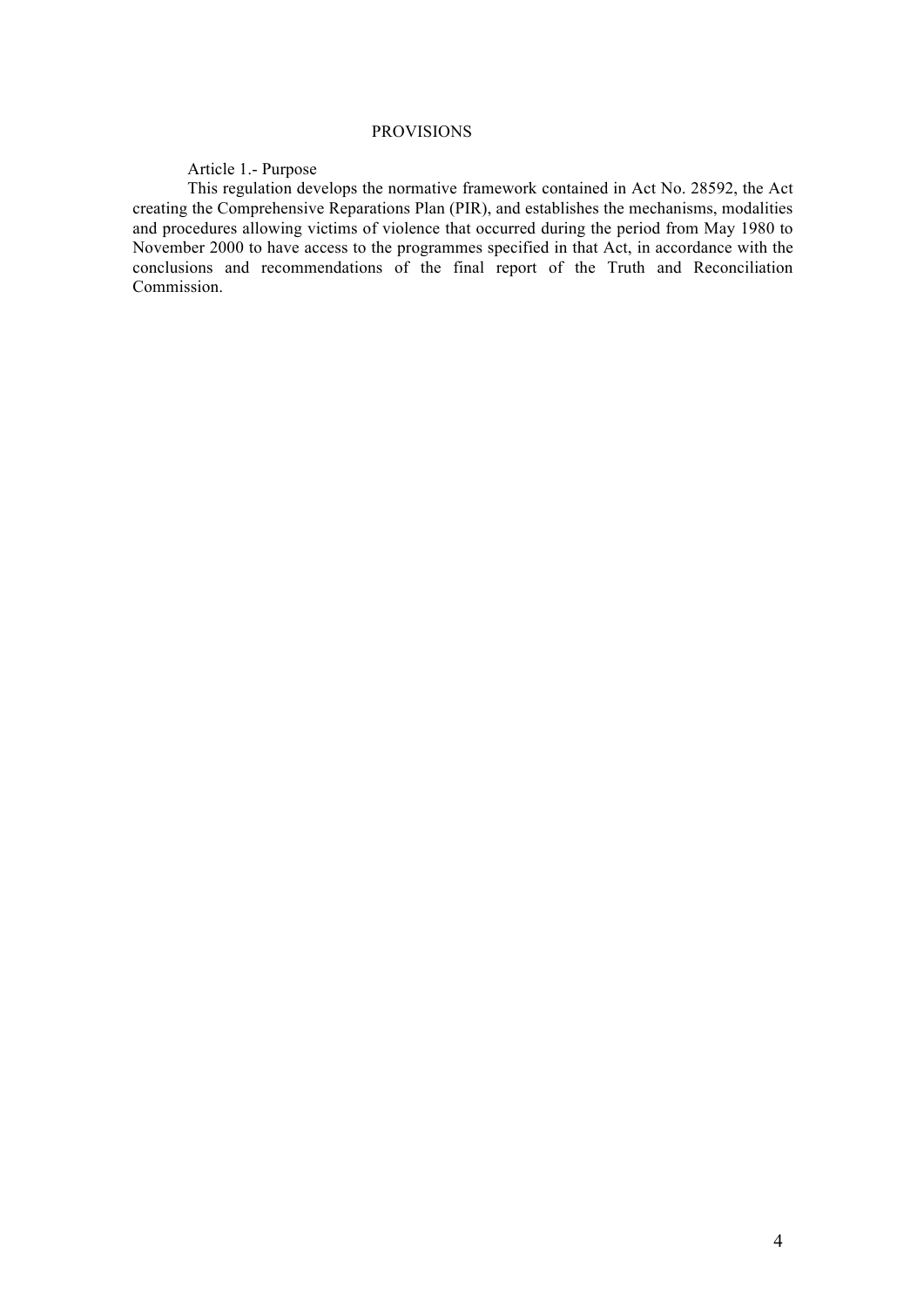## PROVISIONS

### Article 1.- Purpose

This regulation develops the normative framework contained in Act No. 28592, the Act creating the Comprehensive Reparations Plan (PIR), and establishes the mechanisms, modalities and procedures allowing victims of violence that occurred during the period from May 1980 to November 2000 to have access to the programmes specified in that Act, in accordance with the conclusions and recommendations of the final report of the Truth and Reconciliation Commission.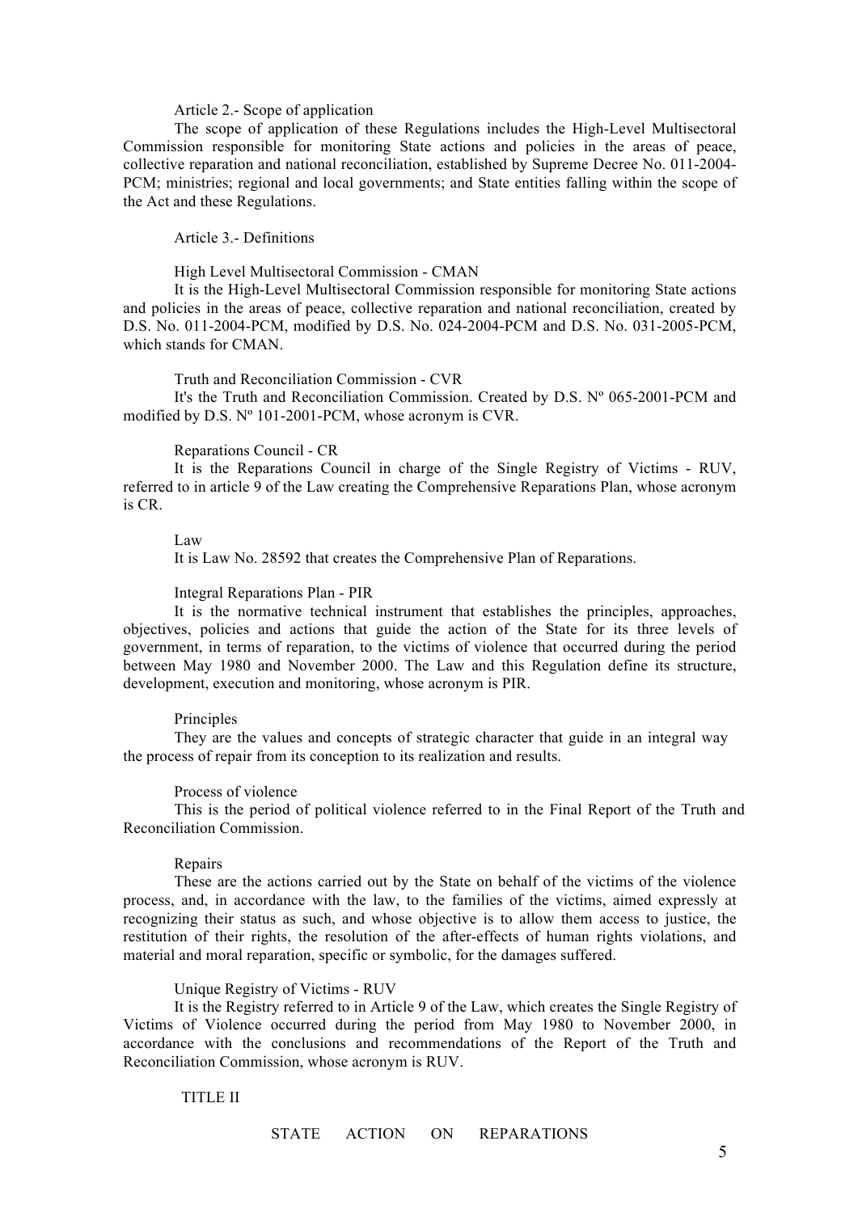Article 2.- Scope of application

The scope of application of these Regulations includes the High-Level Multisectoral Commission responsible for monitoring State actions and policies in the areas of peace, collective reparation and national reconciliation, established by Supreme Decree No. 011-2004-PCM; ministries; regional and local governments; and State entities falling within the scope of the Act and these Regulations.

Article 3.- Definitions

High Level Multisectoral Commission - CMAN

It is the High-Level Multisectoral Commission responsible for monitoring State actions and policies in the areas of peace, collective reparation and national reconciliation, created by D.S. No. 011-2004-PCM, modified by D.S. No. 024-2004-PCM and D.S. No. 031-2005-PCM, which stands for CMAN.

Truth and Reconciliation Commission - CVR

It's the Truth and Reconciliation Commission. Created by D.S. Nº 065-2001-PCM and modified by D.S. Nº 101-2001-PCM, whose acronym is CVR.

Reparations Council - CR

It is the Reparations Council in charge of the Single Registry of Victims - RUV, referred to in article 9 of the Law creating the Comprehensive Reparations Plan, whose acronym is CR.

Law

It is Law No. 28592 that creates the Comprehensive Plan of Reparations.

Integral Reparations Plan - PIR

It is the normative technical instrument that establishes the principles, approaches, objectives, policies and actions that guide the action of the State for its three levels of government, in terms of reparation, to the victims of violence that occurred during the period between May 1980 and November 2000. The Law and this Regulation define its structure, development, execution and monitoring, whose acronym is PIR.

Principles

They are the values and concepts of strategic character that guide in an integral way the process of repair from its conception to its realization and results.

Process of violence

This is the period of political violence referred to in the Final Report of the Truth and Reconciliation Commission.

Repairs

These are the actions carried out by the State on behalf of the victims of the violence process, and, in accordance with the law, to the families of the victims, aimed expressly at recognizing their status as such, and whose objective is to allow them access to justice, the restitution of their rights, the resolution of the after-effects of human rights violations, and material and moral reparation, specific or symbolic, for the damages suffered.

Unique Registry of Victims - RUV

It is the Registry referred to in Article 9 of the Law, which creates the Single Registry of Victims of Violence occurred during the period from May 1980 to November 2000, in accordance with the conclusions and recommendations of the Report of the Truth and Reconciliation Commission, whose acronym is RUV.

## TITLE II

## STATE ACTION ON REPARATIONS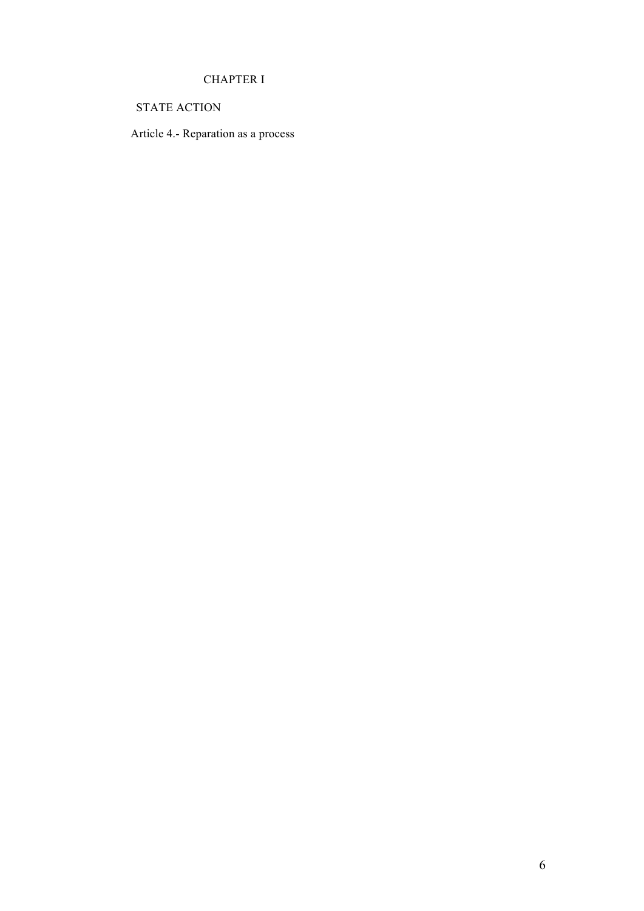## CHAPTER I

## STATE ACTION

### Article 4.- Reparation as a process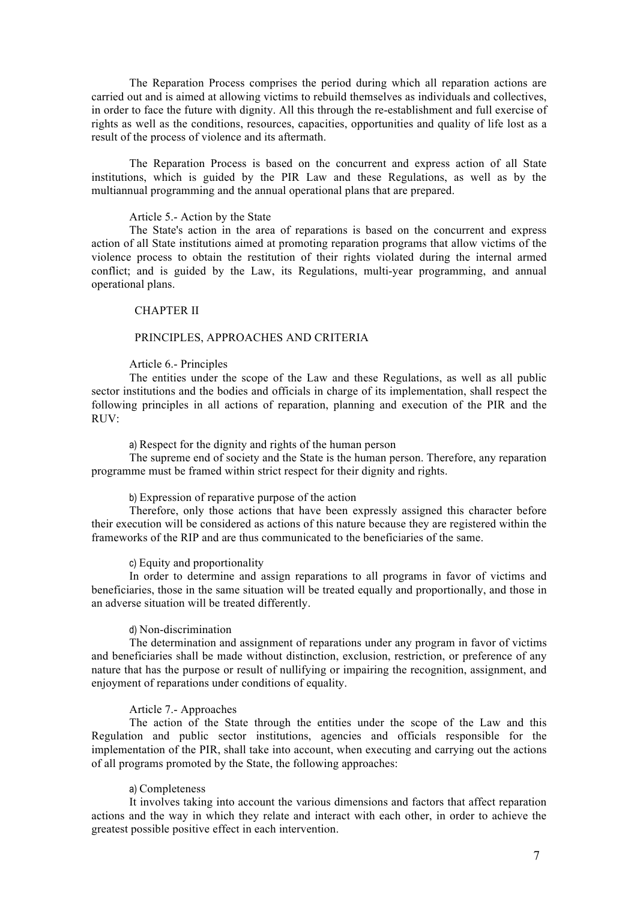The Reparation Process comprises the period during which all reparation actions are carried out and is aimed at allowing victims to rebuild themselves as individuals and collectives, in order to face the future with dignity. All this through the re-establishment and full exercise of rights as well as the conditions, resources, capacities, opportunities and quality of life lost as a result of the process of violence and its aftermath.

The Reparation Process is based on the concurrent and express action of all State institutions, which is guided by the PIR Law and these Regulations, as well as by the multiannual programming and the annual operational plans that are prepared.

Article 5.- Action by the State

The State's action in the area of reparations is based on the concurrent and express action of all State institutions aimed at promoting reparation programs that allow victims of the violence process to obtain the restitution of their rights violated during the internal armed conflict; and is guided by the Law, its Regulations, multi-year programming, and annual operational plans.

## CHAPTER II

## PRINCIPLES, APPROACHES AND CRITERIA

Article 6.- Principles

The entities under the scope of the Law and these Regulations, as well as all public sector institutions and the bodies and officials in charge of its implementation, shall respect the following principles in all actions of reparation, planning and execution of the PIR and the RUV:

a) Respect for the dignity and rights of the human person

The supreme end of society and the State is the human person. Therefore, any reparation programme must be framed within strict respect for their dignity and rights.

b) Expression of reparative purpose of the action

Therefore, only those actions that have been expressly assigned this character before their execution will be considered as actions of this nature because they are registered within the frameworks of the RIP and are thus communicated to the beneficiaries of the same.

c) Equity and proportionality

In order to determine and assign reparations to all programs in favor of victims and beneficiaries, those in the same situation will be treated equally and proportionally, and those in an adverse situation will be treated differently.

d) Non-discrimination

The determination and assignment of reparations under any program in favor of victims and beneficiaries shall be made without distinction, exclusion, restriction, or preference of any nature that has the purpose or result of nullifying or impairing the recognition, assignment, and enjoyment of reparations under conditions of equality.

Article 7.- Approaches

The action of the State through the entities under the scope of the Law and this Regulation and public sector institutions, agencies and officials responsible for the implementation of the PIR, shall take into account, when executing and carrying out the actions of all programs promoted by the State, the following approaches:

a) Completeness

It involves taking into account the various dimensions and factors that affect reparation actions and the way in which they relate and interact with each other, in order to achieve the greatest possible positive effect in each intervention.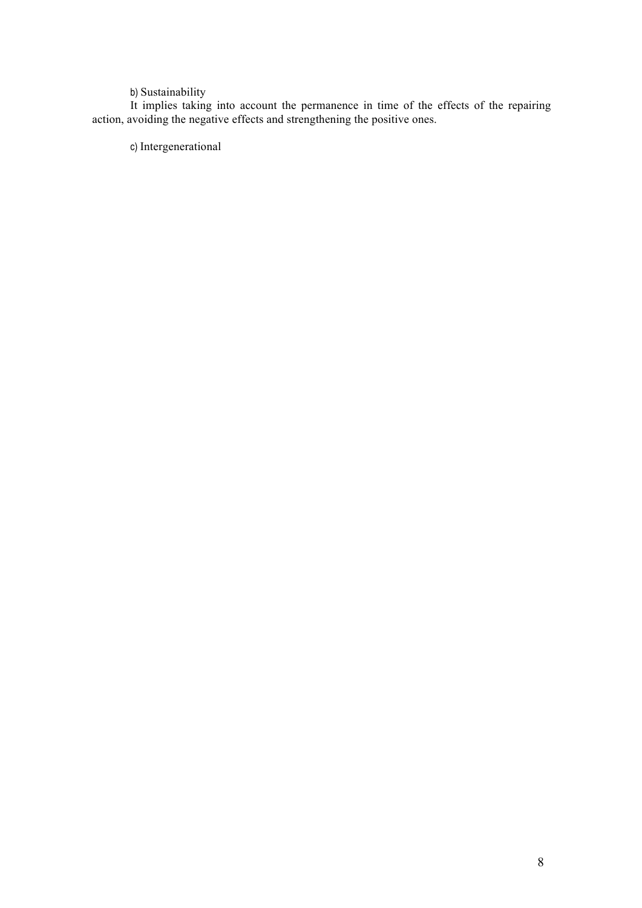b) Sustainability

It implies taking into account the permanence in time of the effects of the repairing action, avoiding the negative effects and strengthening the positive ones.

c) Intergenerational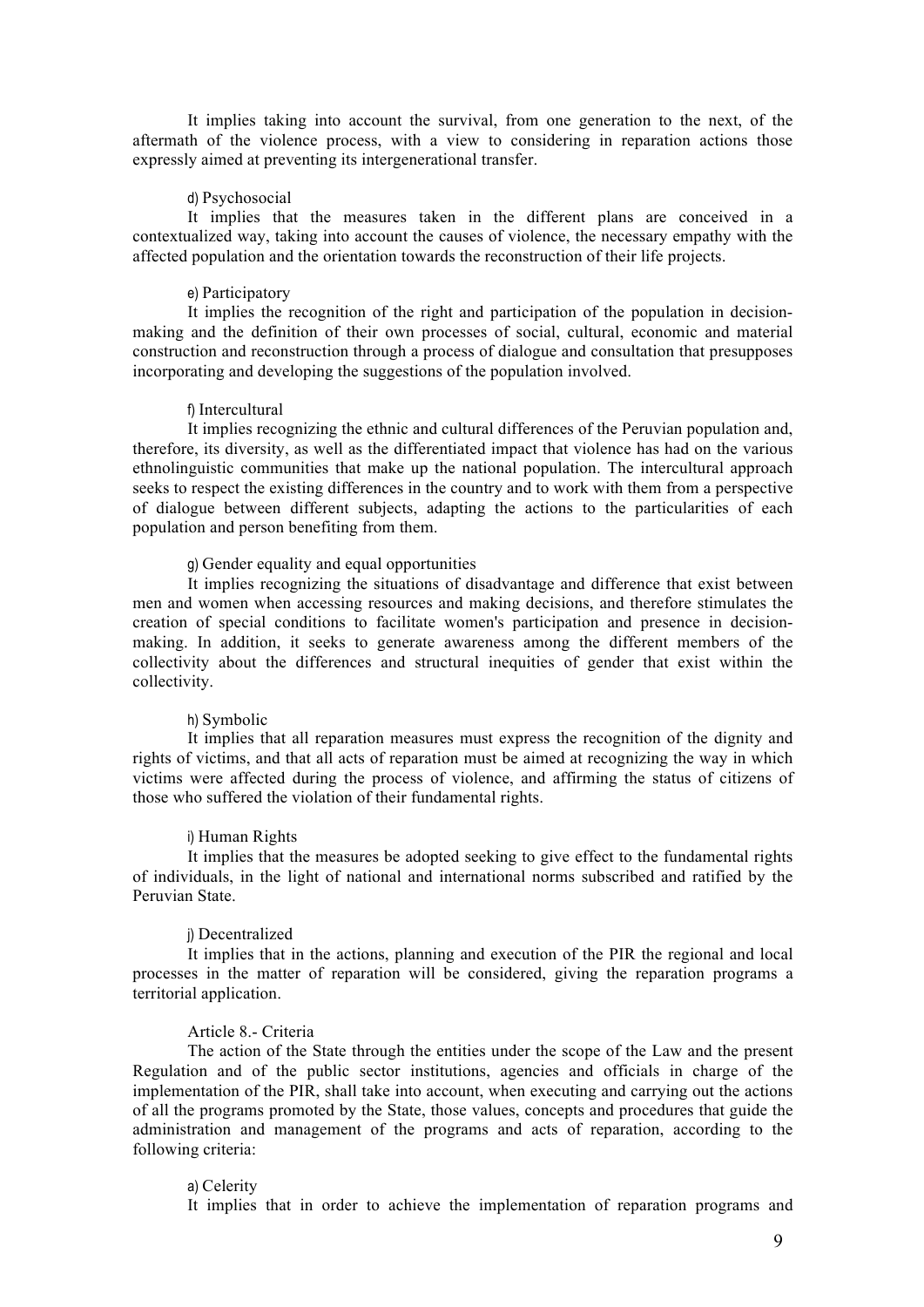It implies taking into account the survival, from one generation to the next, of the aftermath of the violence process, with a view to considering in reparation actions those expressly aimed at preventing its intergenerational transfer.

d) Psychosocial

It implies that the measures taken in the different plans are conceived in a contextualized way, taking into account the causes of violence, the necessary empathy with the affected population and the orientation towards the reconstruction of their life projects.

e) Participatory

It implies the recognition of the right and participation of the population in decision-making and the definition of their own processes of social, cultural, economic and material construction and reconstruction through a process of dialogue and consultation that presupposes incorporating and developing the suggestions of the population involved.

f) Intercultural

It implies recognizing the ethnic and cultural differences of the Peruvian population and, therefore, its diversity, as well as the differentiated impact that violence has had on the various ethnolinguistic communities that make up the national population. The intercultural approach seeks to respect the existing differences in the country and to work with them from a perspective of dialogue between different subjects, adapting the actions to the particularities of each population and person benefiting from them.

g) Gender equality and equal opportunities

It implies recognizing the situations of disadvantage and difference that exist between men and women when accessing resources and making decisions, and therefore stimulates the creation of special conditions to facilitate women's participation and presence in decision-making. In addition, it seeks to generate awareness among the different members of the collectivity about the differences and structural inequities of gender that exist within the collectivity.

h) Symbolic

It implies that all reparation measures must express the recognition of the dignity and rights of victims, and that all acts of reparation must be aimed at recognizing the way in which victims were affected during the process of violence, and affirming the status of citizens of those who suffered the violation of their fundamental rights.

i) Human Rights

It implies that the measures be adopted seeking to give effect to the fundamental rights of individuals, in the light of national and international norms subscribed and ratified by the Peruvian State.

j) Decentralized

It implies that in the actions, planning and execution of the PIR the regional and local processes in the matter of reparation will be considered, giving the reparation programs a territorial application.

Article 8.- Criteria

The action of the State through the entities under the scope of the Law and the present Regulation and of the public sector institutions, agencies and officials in charge of the implementation of the PIR, shall take into account, when executing and carrying out the actions of all the programs promoted by the State, those values, concepts and procedures that guide the administration and management of the programs and acts of reparation, according to the following criteria:

a) Celerity

It implies that in order to achieve the implementation of reparation programs and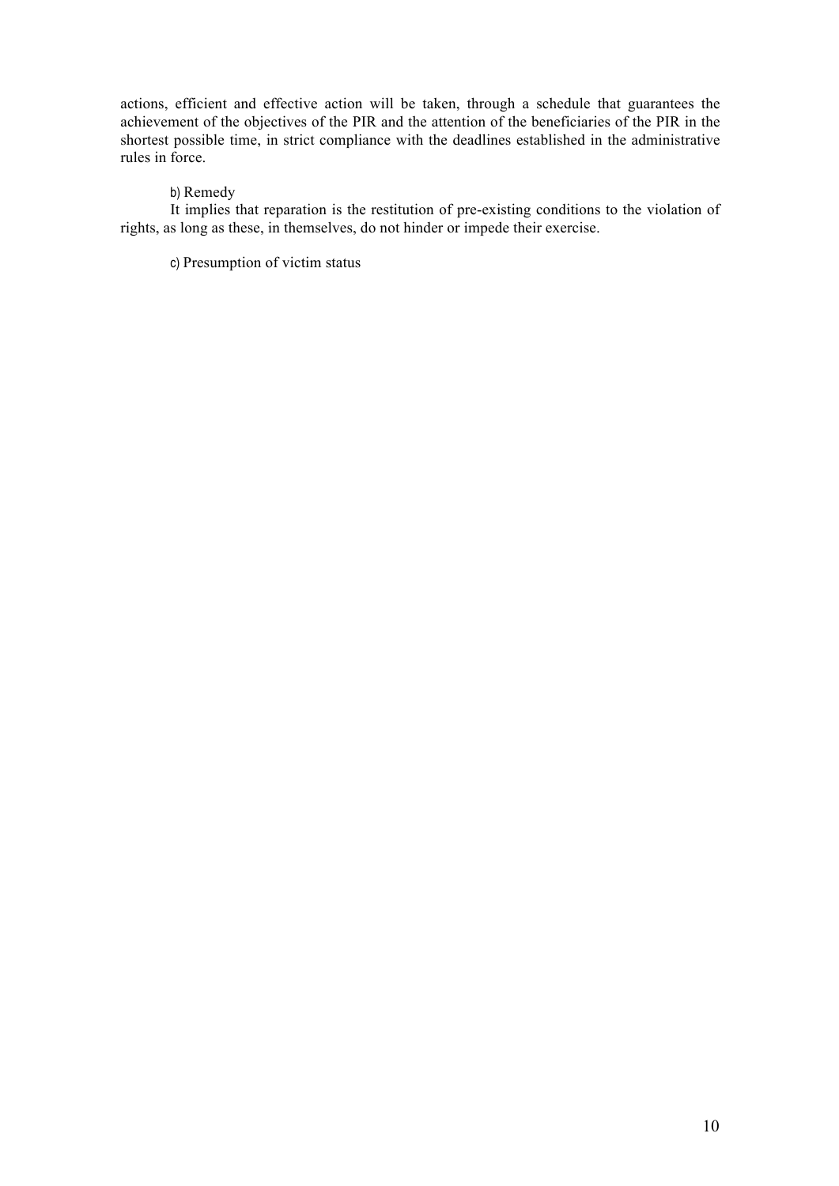actions, efficient and effective action will be taken, through a schedule that guarantees the achievement of the objectives of the PIR and the attention of the beneficiaries of the PIR in the shortest possible time, in strict compliance with the deadlines established in the administrative rules in force.

b) Remedy

It implies that reparation is the restitution of pre-existing conditions to the violation of rights, as long as these, in themselves, do not hinder or impede their exercise.

c) Presumption of victim status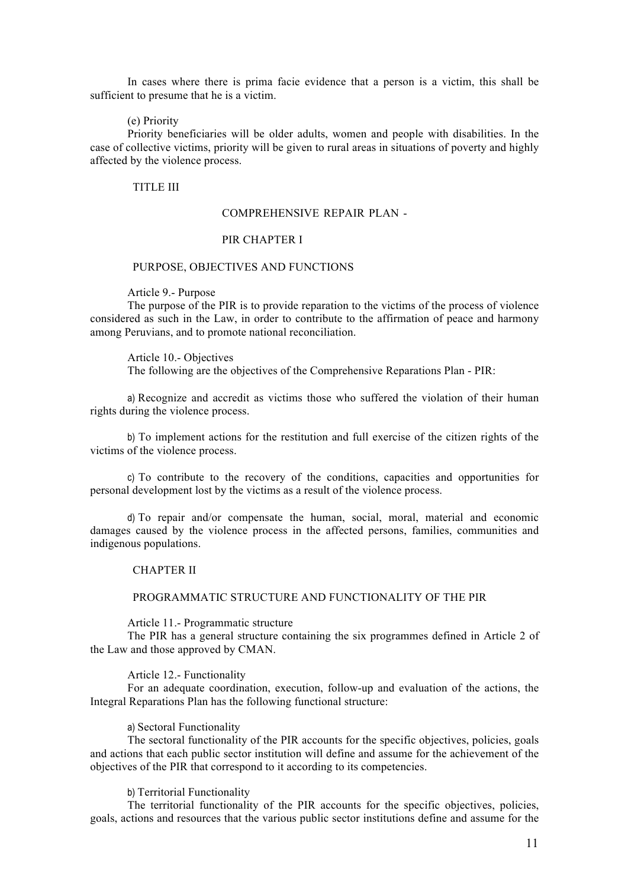In cases where there is prima facie evidence that a person is a victim, this shall be sufficient to presume that he is a victim.

(e) Priority

Priority beneficiaries will be older adults, women and people with disabilities. In the case of collective victims, priority will be given to rural areas in situations of poverty and highly affected by the violence process.

## TITLE III

## COMPREHENSIVE REPAIR PLAN -

## PIR CHAPTER I

## PURPOSE, OBJECTIVES AND FUNCTIONS

Article 9.- Purpose

The purpose of the PIR is to provide reparation to the victims of the process of violence considered as such in the Law, in order to contribute to the affirmation of peace and harmony among Peruvians, and to promote national reconciliation.

Article 10.- Objectives

The following are the objectives of the Comprehensive Reparations Plan - PIR:

a) Recognize and accredit as victims those who suffered the violation of their human rights during the violence process.

b) To implement actions for the restitution and full exercise of the citizen rights of the victims of the violence process.

c) To contribute to the recovery of the conditions, capacities and opportunities for personal development lost by the victims as a result of the violence process.

d) To repair and/or compensate the human, social, moral, material and economic damages caused by the violence process in the affected persons, families, communities and indigenous populations.

## CHAPTER II

## PROGRAMMATIC STRUCTURE AND FUNCTIONALITY OF THE PIR

Article 11.- Programmatic structure

The PIR has a general structure containing the six programmes defined in Article 2 of the Law and those approved by CMAN.

Article 12.- Functionality

For an adequate coordination, execution, follow-up and evaluation of the actions, the Integral Reparations Plan has the following functional structure:

a) Sectoral Functionality

The sectoral functionality of the PIR accounts for the specific objectives, policies, goals and actions that each public sector institution will define and assume for the achievement of the objectives of the PIR that correspond to it according to its competencies.

b) Territorial Functionality

The territorial functionality of the PIR accounts for the specific objectives, policies, goals, actions and resources that the various public sector institutions define and assume for the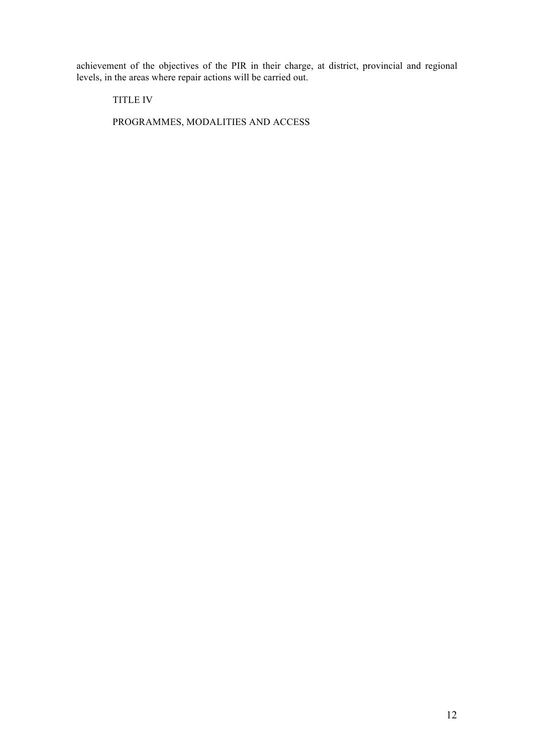achievement of the objectives of the PIR in their charge, at district, provincial and regional levels, in the areas where repair actions will be carried out.

## TITLE IV

## PROGRAMMES, MODALITIES AND ACCESS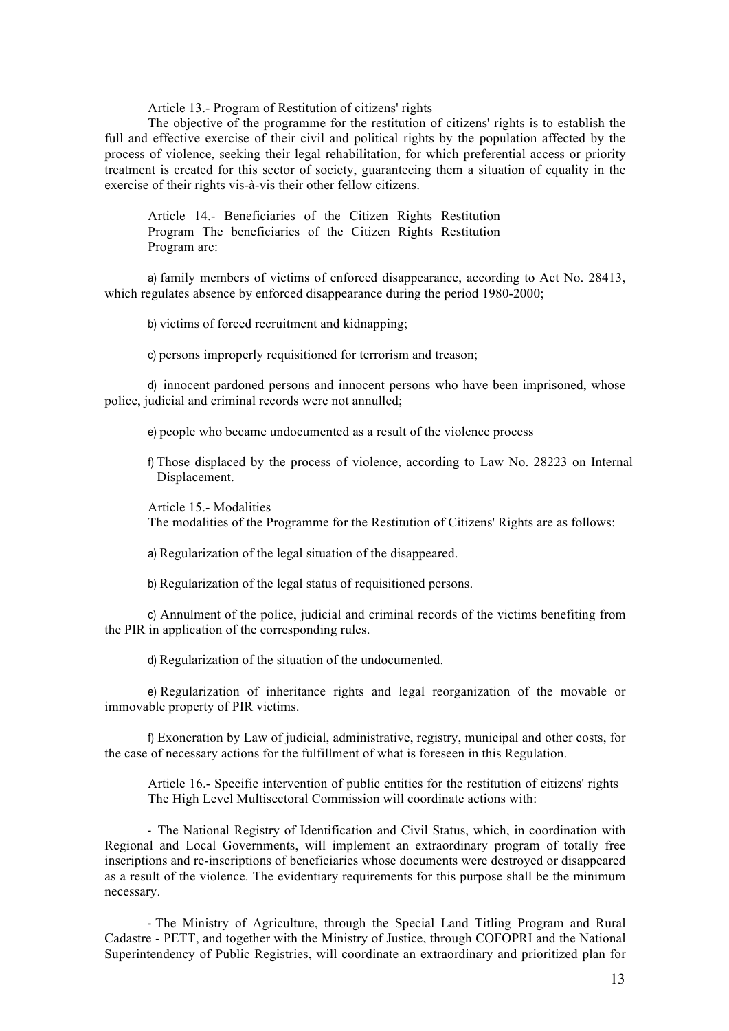Article 13.- Program of Restitution of citizens' rights

The objective of the programme for the restitution of citizens' rights is to establish the full and effective exercise of their civil and political rights by the population affected by the process of violence, seeking their legal rehabilitation, for which preferential access or priority treatment is created for this sector of society, guaranteeing them a situation of equality in the exercise of their rights vis-à-vis their other fellow citizens.

Article 14.- Beneficiaries of the Citizen Rights Restitution Program The beneficiaries of the Citizen Rights Restitution Program are:

a) family members of victims of enforced disappearance, according to Act No. 28413, which regulates absence by enforced disappearance during the period 1980-2000;

b) victims of forced recruitment and kidnapping;

c) persons improperly requisitioned for terrorism and treason;

d) innocent pardoned persons and innocent persons who have been imprisoned, whose police, judicial and criminal records were not annulled;

e) people who became undocumented as a result of the violence process

f) Those displaced by the process of violence, according to Law No. 28223 on Internal Displacement.

Article 15.- Modalities

The modalities of the Programme for the Restitution of Citizens' Rights are as follows:

a) Regularization of the legal situation of the disappeared.

b) Regularization of the legal status of requisitioned persons.

c) Annulment of the police, judicial and criminal records of the victims benefiting from the PIR in application of the corresponding rules.

d) Regularization of the situation of the undocumented.

e) Regularization of inheritance rights and legal reorganization of the movable or immovable property of PIR victims.

f) Exoneration by Law of judicial, administrative, registry, municipal and other costs, for the case of necessary actions for the fulfillment of what is foreseen in this Regulation.

Article 16.- Specific intervention of public entities for the restitution of citizens' rights

The High Level Multisectoral Commission will coordinate actions with:

- The National Registry of Identification and Civil Status, which, in coordination with Regional and Local Governments, will implement an extraordinary program of totally free inscriptions and re-inscriptions of beneficiaries whose documents were destroyed or disappeared as a result of the violence. The evidentiary requirements for this purpose shall be the minimum necessary.

- The Ministry of Agriculture, through the Special Land Titling Program and Rural Cadastre - PETT, and together with the Ministry of Justice, through COFOPRI and the National Superintendency of Public Registries, will coordinate an extraordinary and prioritized plan for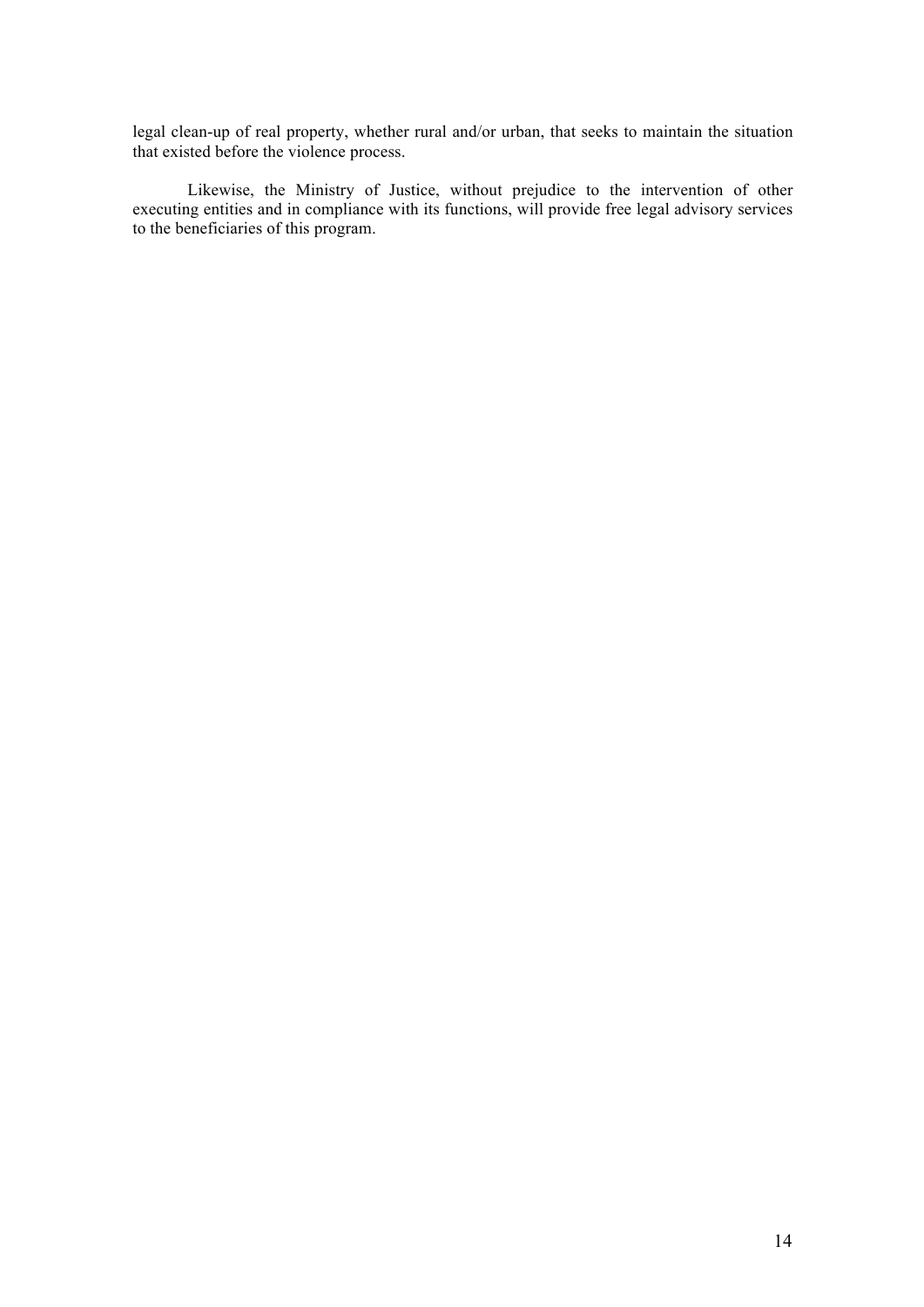legal clean-up of real property, whether rural and/or urban, that seeks to maintain the situation that existed before the violence process.

Likewise, the Ministry of Justice, without prejudice to the intervention of other executing entities and in compliance with its functions, will provide free legal advisory services to the beneficiaries of this program.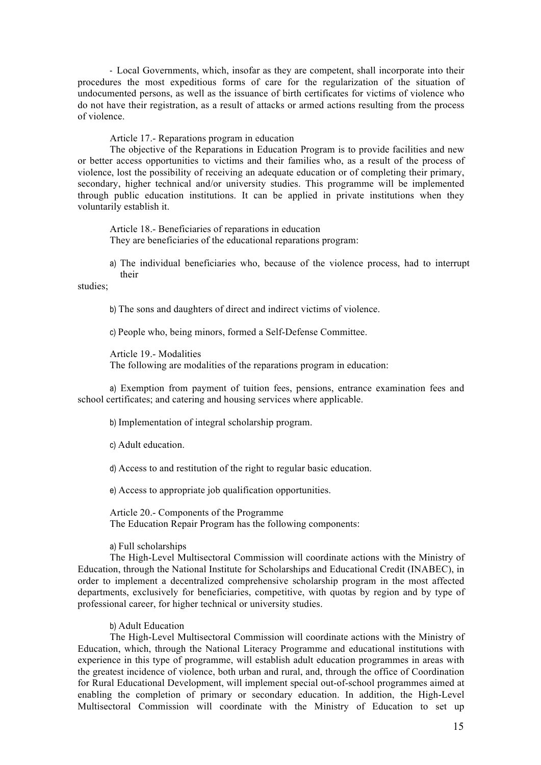- Local Governments, which, insofar as they are competent, shall incorporate into their procedures the most expeditious forms of care for the regularization of the situation of undocumented persons, as well as the issuance of birth certificates for victims of violence who do not have their registration, as a result of attacks or armed actions resulting from the process of violence.

Article 17.- Reparations program in education

The objective of the Reparations in Education Program is to provide facilities and new or better access opportunities to victims and their families who, as a result of the process of violence, lost the possibility of receiving an adequate education or of completing their primary, secondary, higher technical and/or university studies. This programme will be implemented through public education institutions. It can be applied in private institutions when they voluntarily establish it.

Article 18.- Beneficiaries of reparations in education

They are beneficiaries of the educational reparations program:

a) The individual beneficiaries who, because of the violence process, had to interrupt their studies;

b) The sons and daughters of direct and indirect victims of violence.

c) People who, being minors, formed a Self-Defense Committee.

Article 19.- Modalities

The following are modalities of the reparations program in education:

a) Exemption from payment of tuition fees, pensions, entrance examination fees and school certificates; and catering and housing services where applicable.

b) Implementation of integral scholarship program.

c) Adult education.

d) Access to and restitution of the right to regular basic education.

e) Access to appropriate job qualification opportunities.

Article 20.- Components of the Programme

The Education Repair Program has the following components:

a) Full scholarships

The High-Level Multisectoral Commission will coordinate actions with the Ministry of Education, through the National Institute for Scholarships and Educational Credit (INABEC), in order to implement a decentralized comprehensive scholarship program in the most affected departments, exclusively for beneficiaries, competitive, with quotas by region and by type of professional career, for higher technical or university studies.

b) Adult Education

The High-Level Multisectoral Commission will coordinate actions with the Ministry of Education, which, through the National Literacy Programme and educational institutions with experience in this type of programme, will establish adult education programmes in areas with the greatest incidence of violence, both urban and rural, and, through the office of Coordination for Rural Educational Development, will implement special out-of-school programmes aimed at enabling the completion of primary or secondary education. In addition, the High-Level Multisectoral Commission will coordinate with the Ministry of Education to set up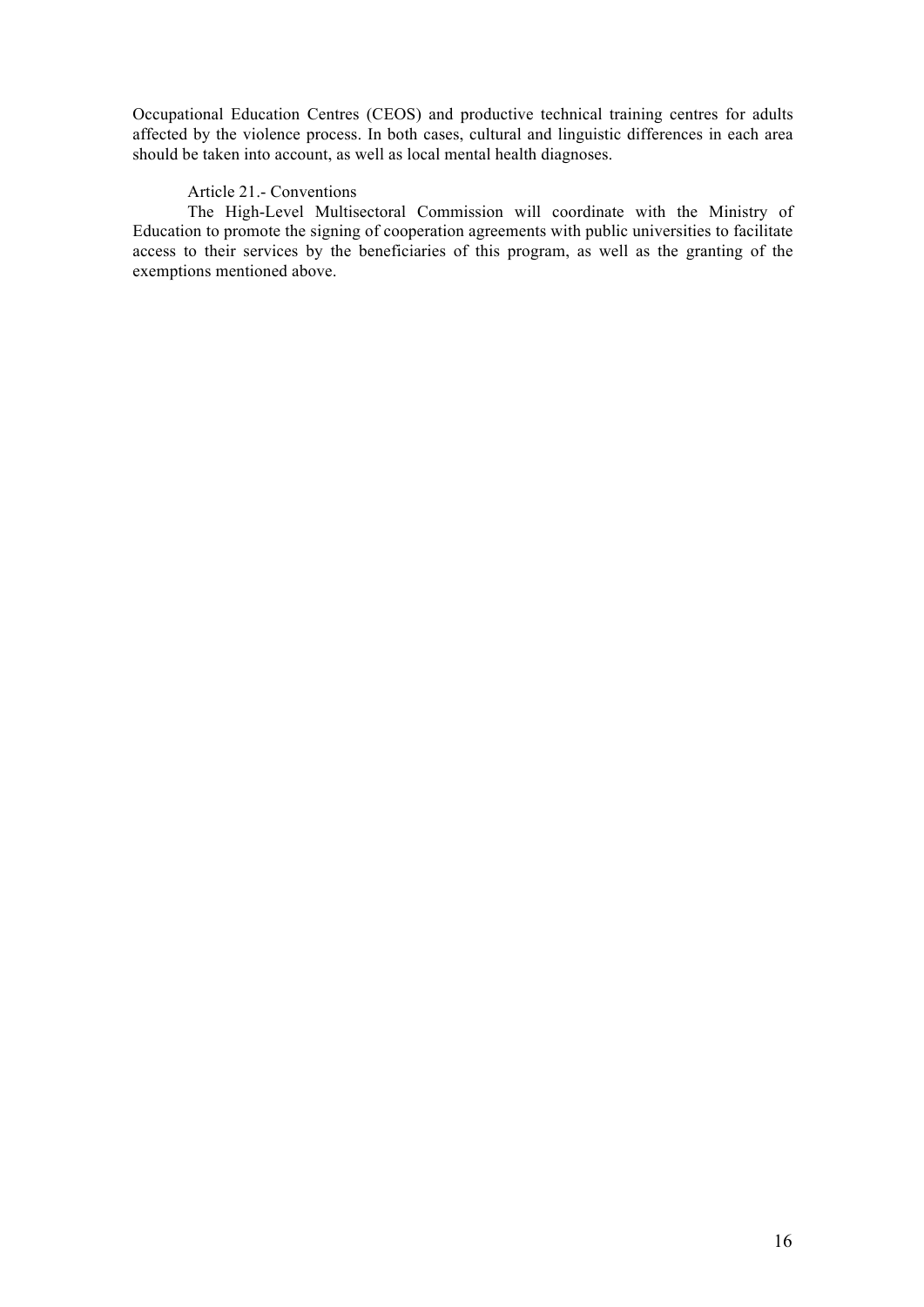Occupational Education Centres (CEOS) and productive technical training centres for adults affected by the violence process. In both cases, cultural and linguistic differences in each area should be taken into account, as well as local mental health diagnoses.

Article 21.- Conventions

The High-Level Multisectoral Commission will coordinate with the Ministry of Education to promote the signing of cooperation agreements with public universities to facilitate access to their services by the beneficiaries of this program, as well as the granting of the exemptions mentioned above.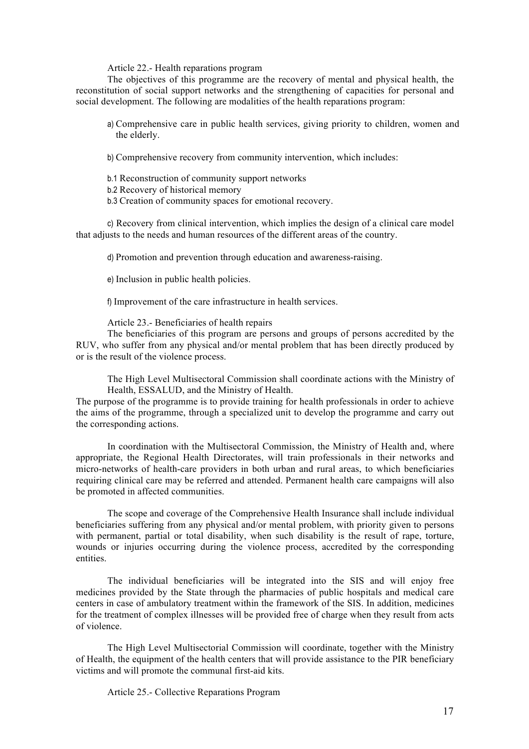Article 22.- Health reparations program

The objectives of this programme are the recovery of mental and physical health, the reconstitution of social support networks and the strengthening of capacities for personal and social development. The following are modalities of the health reparations program:

a) Comprehensive care in public health services, giving priority to children, women and the elderly.

b) Comprehensive recovery from community intervention, which includes:

b.1 Reconstruction of community support networks
b.2 Recovery of historical memory
b.3 Creation of community spaces for emotional recovery.

c) Recovery from clinical intervention, which implies the design of a clinical care model that adjusts to the needs and human resources of the different areas of the country.

d) Promotion and prevention through education and awareness-raising.

e) Inclusion in public health policies.

f) Improvement of the care infrastructure in health services.

Article 23.- Beneficiaries of health repairs

The beneficiaries of this program are persons and groups of persons accredited by the RUV, who suffer from any physical and/or mental problem that has been directly produced by or is the result of the violence process.

The High Level Multisectoral Commission shall coordinate actions with the Ministry of Health, ESSALUD, and the Ministry of Health.

The purpose of the programme is to provide training for health professionals in order to achieve the aims of the programme, through a specialized unit to develop the programme and carry out the corresponding actions.

In coordination with the Multisectoral Commission, the Ministry of Health and, where appropriate, the Regional Health Directorates, will train professionals in their networks and micro-networks of health-care providers in both urban and rural areas, to which beneficiaries requiring clinical care may be referred and attended. Permanent health care campaigns will also be promoted in affected communities.

The scope and coverage of the Comprehensive Health Insurance shall include individual beneficiaries suffering from any physical and/or mental problem, with priority given to persons with permanent, partial or total disability, when such disability is the result of rape, torture, wounds or injuries occurring during the violence process, accredited by the corresponding entities.

The individual beneficiaries will be integrated into the SIS and will enjoy free medicines provided by the State through the pharmacies of public hospitals and medical care centers in case of ambulatory treatment within the framework of the SIS. In addition, medicines for the treatment of complex illnesses will be provided free of charge when they result from acts of violence.

The High Level Multisectorial Commission will coordinate, together with the Ministry of Health, the equipment of the health centers that will provide assistance to the PIR beneficiary victims and will promote the communal first-aid kits.

Article 25.- Collective Reparations Program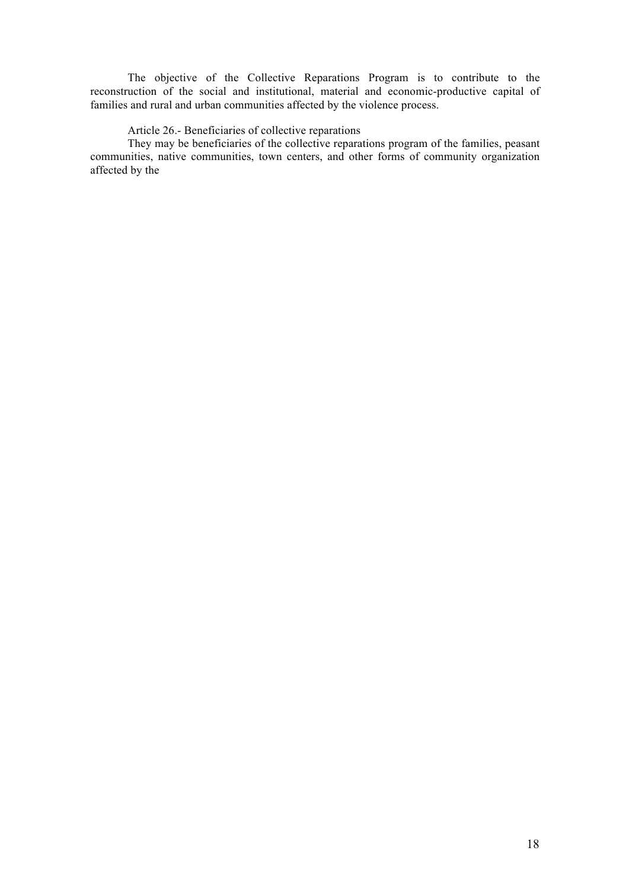The objective of the Collective Reparations Program is to contribute to the reconstruction of the social and institutional, material and economic-productive capital of families and rural and urban communities affected by the violence process.

Article 26.- Beneficiaries of collective reparations

They may be beneficiaries of the collective reparations program of the families, peasant communities, native communities, town centers, and other forms of community organization affected by the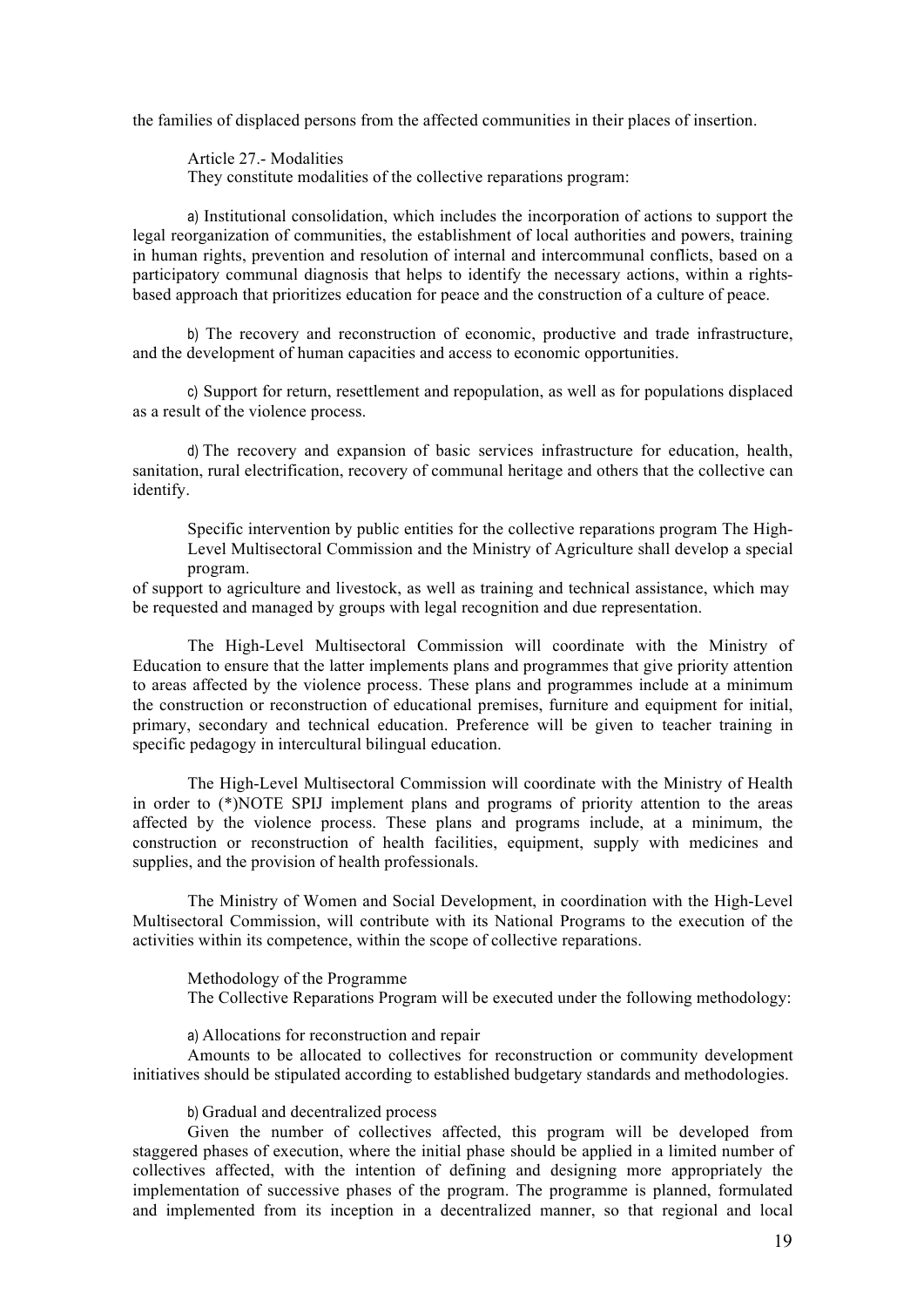the families of displaced persons from the affected communities in their places of insertion.

Article 27.- Modalities

They constitute modalities of the collective reparations program:

a) Institutional consolidation, which includes the incorporation of actions to support the legal reorganization of communities, the establishment of local authorities and powers, training in human rights, prevention and resolution of internal and intercommunal conflicts, based on a participatory communal diagnosis that helps to identify the necessary actions, within a rights-based approach that prioritizes education for peace and the construction of a culture of peace.

b) The recovery and reconstruction of economic, productive and trade infrastructure, and the development of human capacities and access to economic opportunities.

c) Support for return, resettlement and repopulation, as well as for populations displaced as a result of the violence process.

d) The recovery and expansion of basic services infrastructure for education, health, sanitation, rural electrification, recovery of communal heritage and others that the collective can identify.

Specific intervention by public entities for the collective reparations program The High-Level Multisectoral Commission and the Ministry of Agriculture shall develop a special program.

of support to agriculture and livestock, as well as training and technical assistance, which may be requested and managed by groups with legal recognition and due representation.

The High-Level Multisectoral Commission will coordinate with the Ministry of Education to ensure that the latter implements plans and programmes that give priority attention to areas affected by the violence process. These plans and programmes include at a minimum the construction or reconstruction of educational premises, furniture and equipment for initial, primary, secondary and technical education. Preference will be given to teacher training in specific pedagogy in intercultural bilingual education.

The High-Level Multisectoral Commission will coordinate with the Ministry of Health in order to (*)NOTE SPIJ implement plans and programs of priority attention to the areas affected by the violence process. These plans and programs include, at a minimum, the construction or reconstruction of health facilities, equipment, supply with medicines and supplies, and the provision of health professionals.

The Ministry of Women and Social Development, in coordination with the High-Level Multisectoral Commission, will contribute with its National Programs to the execution of the activities within its competence, within the scope of collective reparations.

Methodology of the Programme

The Collective Reparations Program will be executed under the following methodology:

a) Allocations for reconstruction and repair

Amounts to be allocated to collectives for reconstruction or community development initiatives should be stipulated according to established budgetary standards and methodologies.

b) Gradual and decentralized process

Given the number of collectives affected, this program will be developed from staggered phases of execution, where the initial phase should be applied in a limited number of collectives affected, with the intention of defining and designing more appropriately the implementation of successive phases of the program. The programme is planned, formulated and implemented from its inception in a decentralized manner, so that regional and local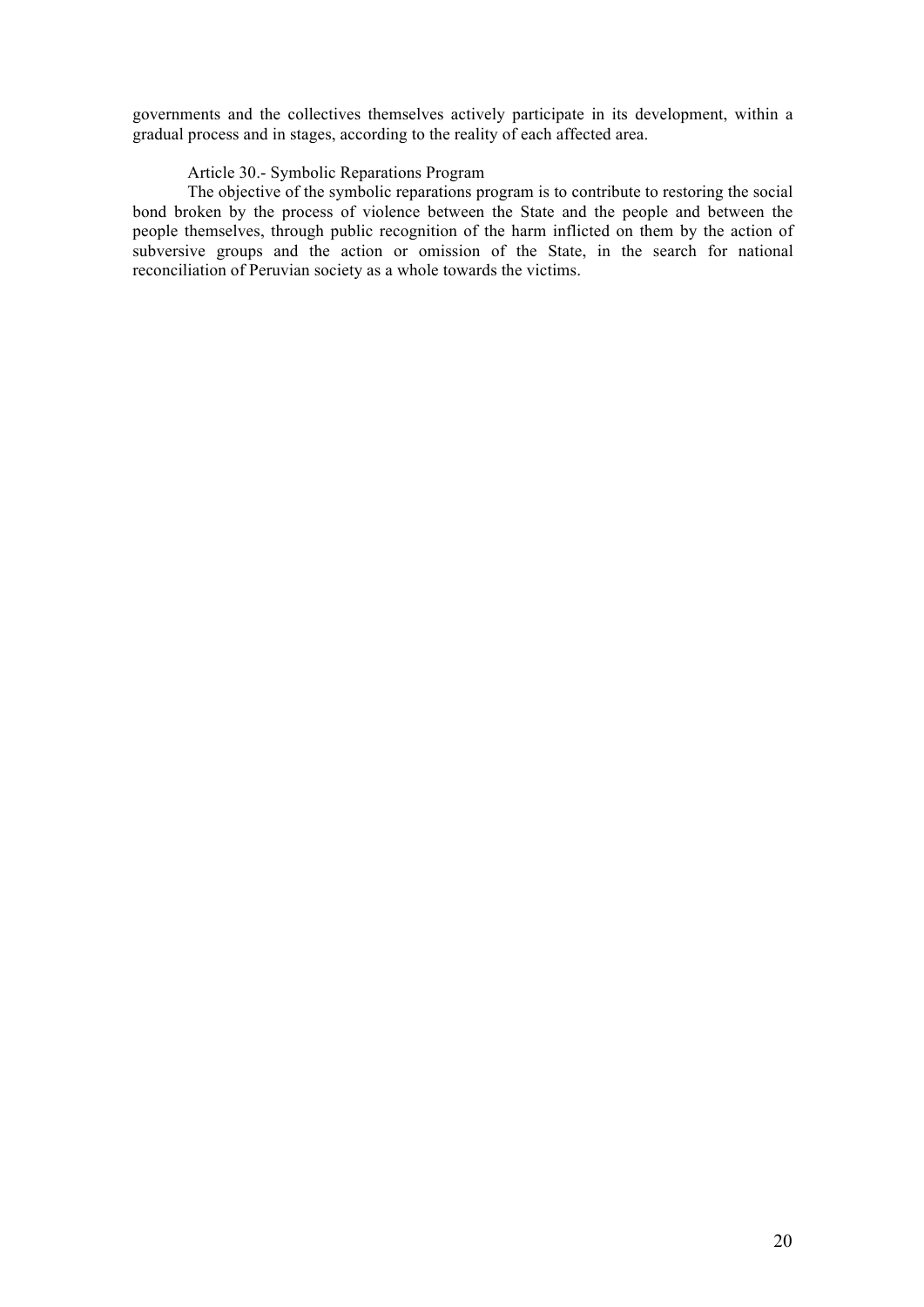governments and the collectives themselves actively participate in its development, within a gradual process and in stages, according to the reality of each affected area.

Article 30.- Symbolic Reparations Program

The objective of the symbolic reparations program is to contribute to restoring the social bond broken by the process of violence between the State and the people and between the people themselves, through public recognition of the harm inflicted on them by the action of subversive groups and the action or omission of the State, in the search for national reconciliation of Peruvian society as a whole towards the victims.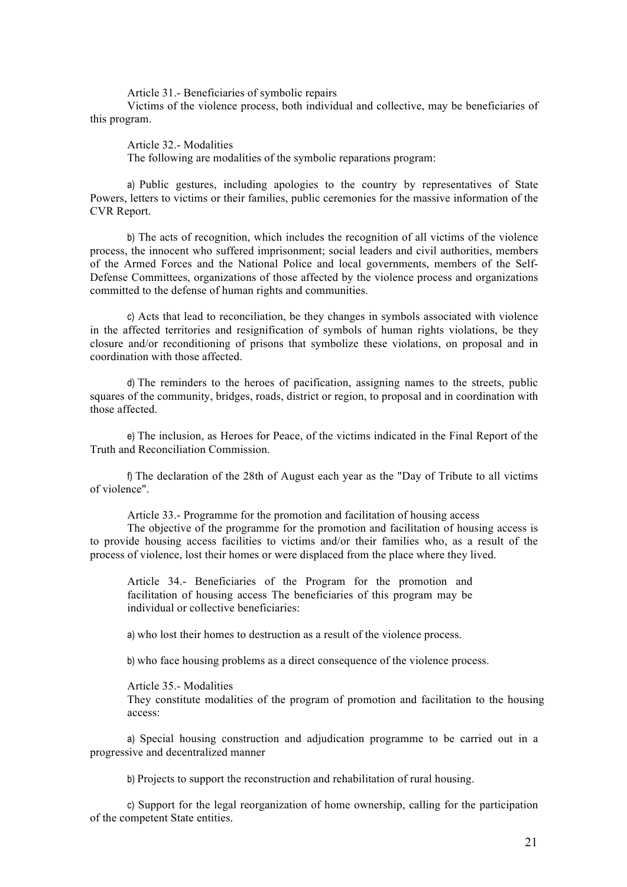Article 31.- Beneficiaries of symbolic repairs

Victims of the violence process, both individual and collective, may be beneficiaries of this program.

Article 32.- Modalities

The following are modalities of the symbolic reparations program:

a) Public gestures, including apologies to the country by representatives of State Powers, letters to victims or their families, public ceremonies for the massive information of the CVR Report.

b) The acts of recognition, which includes the recognition of all victims of the violence process, the innocent who suffered imprisonment; social leaders and civil authorities, members of the Armed Forces and the National Police and local governments, members of the Self-Defense Committees, organizations of those affected by the violence process and organizations committed to the defense of human rights and communities.

c) Acts that lead to reconciliation, be they changes in symbols associated with violence in the affected territories and resignification of symbols of human rights violations, be they closure and/or reconditioning of prisons that symbolize these violations, on proposal and in coordination with those affected.

d) The reminders to the heroes of pacification, assigning names to the streets, public squares of the community, bridges, roads, district or region, to proposal and in coordination with those affected.

e) The inclusion, as Heroes for Peace, of the victims indicated in the Final Report of the Truth and Reconciliation Commission.

f) The declaration of the 28th of August each year as the "Day of Tribute to all victims of violence".

Article 33.- Programme for the promotion and facilitation of housing access

The objective of the programme for the promotion and facilitation of housing access is to provide housing access facilities to victims and/or their families who, as a result of the process of violence, lost their homes or were displaced from the place where they lived.

Article 34.- Beneficiaries of the Program for the promotion and facilitation of housing access The beneficiaries of this program may be individual or collective beneficiaries:

a) who lost their homes to destruction as a result of the violence process.

b) who face housing problems as a direct consequence of the violence process.

Article 35.- Modalities

They constitute modalities of the program of promotion and facilitation to the housing access:

a) Special housing construction and adjudication programme to be carried out in a progressive and decentralized manner

b) Projects to support the reconstruction and rehabilitation of rural housing.

c) Support for the legal reorganization of home ownership, calling for the participation of the competent State entities.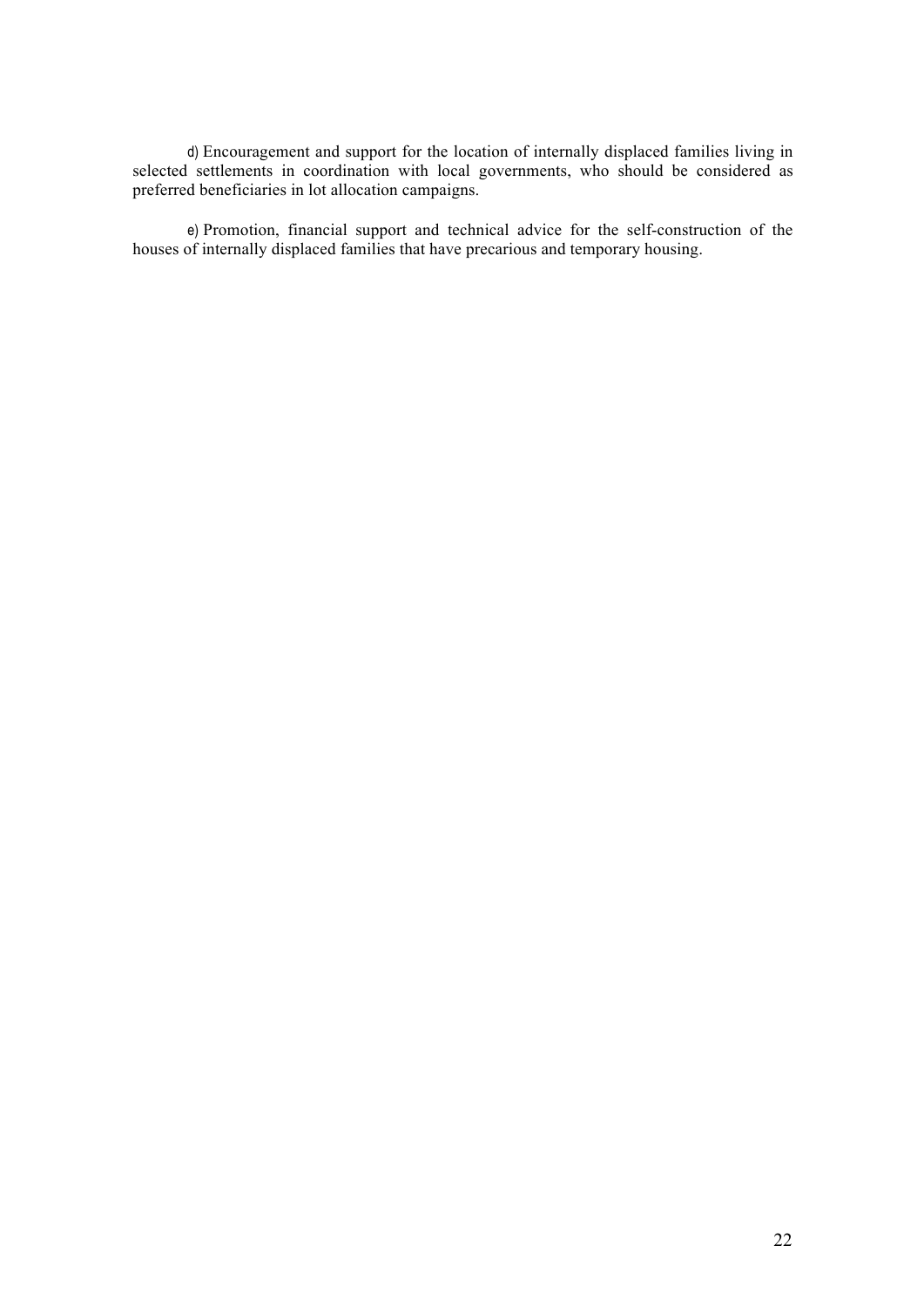d) Encouragement and support for the location of internally displaced families living in selected settlements in coordination with local governments, who should be considered as preferred beneficiaries in lot allocation campaigns.

e) Promotion, financial support and technical advice for the self-construction of the houses of internally displaced families that have precarious and temporary housing.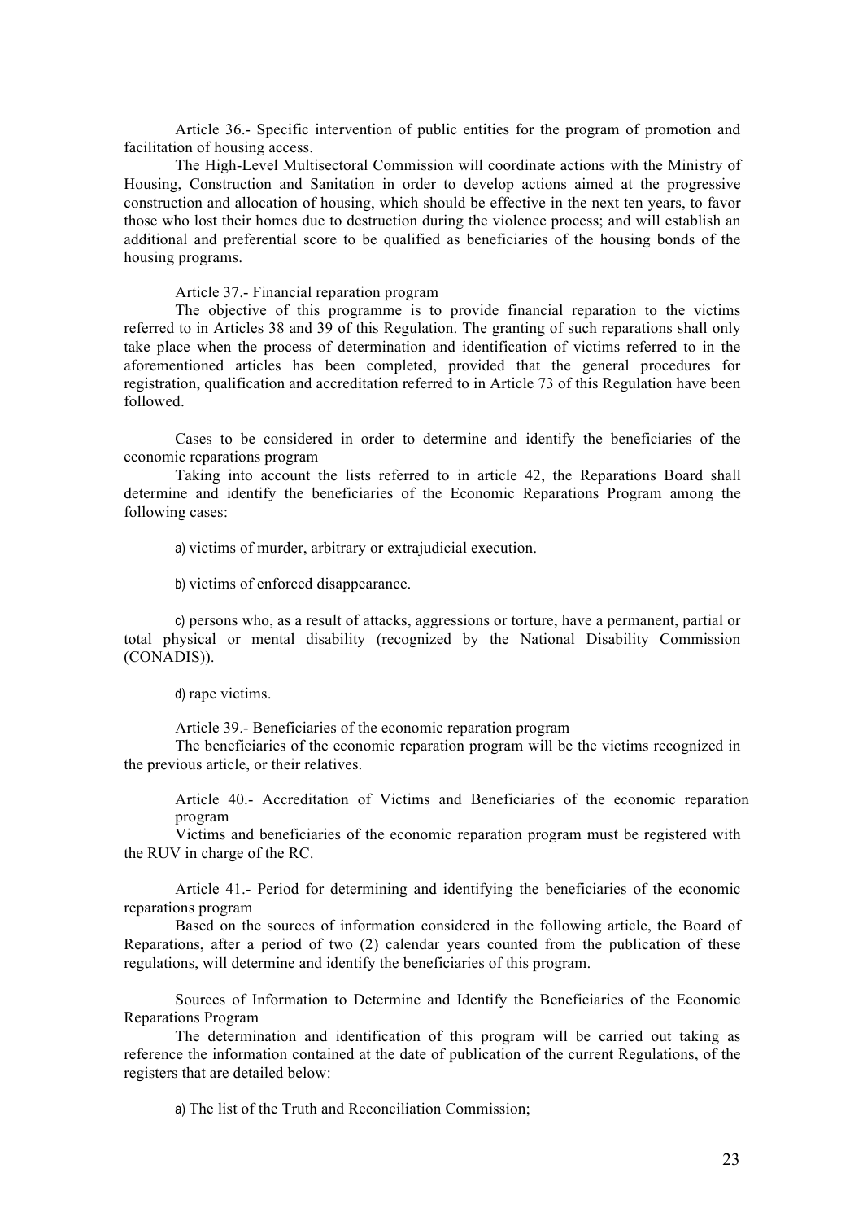Article 36.- Specific intervention of public entities for the program of promotion and facilitation of housing access.

The High-Level Multisectoral Commission will coordinate actions with the Ministry of Housing, Construction and Sanitation in order to develop actions aimed at the progressive construction and allocation of housing, which should be effective in the next ten years, to favor those who lost their homes due to destruction during the violence process; and will establish an additional and preferential score to be qualified as beneficiaries of the housing bonds of the housing programs.

Article 37.- Financial reparation program

The objective of this programme is to provide financial reparation to the victims referred to in Articles 38 and 39 of this Regulation. The granting of such reparations shall only take place when the process of determination and identification of victims referred to in the aforementioned articles has been completed, provided that the general procedures for registration, qualification and accreditation referred to in Article 73 of this Regulation have been followed.

Cases to be considered in order to determine and identify the beneficiaries of the economic reparations program

Taking into account the lists referred to in article 42, the Reparations Board shall determine and identify the beneficiaries of the Economic Reparations Program among the following cases:

a) victims of murder, arbitrary or extrajudicial execution.

b) victims of enforced disappearance.

c) persons who, as a result of attacks, aggressions or torture, have a permanent, partial or total physical or mental disability (recognized by the National Disability Commission (CONADIS)).

d) rape victims.

Article 39.- Beneficiaries of the economic reparation program

The beneficiaries of the economic reparation program will be the victims recognized in the previous article, or their relatives.

Article 40.- Accreditation of Victims and Beneficiaries of the economic reparation program

Victims and beneficiaries of the economic reparation program must be registered with the RUV in charge of the RC.

Article 41.- Period for determining and identifying the beneficiaries of the economic reparations program

Based on the sources of information considered in the following article, the Board of Reparations, after a period of two (2) calendar years counted from the publication of these regulations, will determine and identify the beneficiaries of this program.

Sources of Information to Determine and Identify the Beneficiaries of the Economic Reparations Program

The determination and identification of this program will be carried out taking as reference the information contained at the date of publication of the current Regulations, of the registers that are detailed below:

a) The list of the Truth and Reconciliation Commission;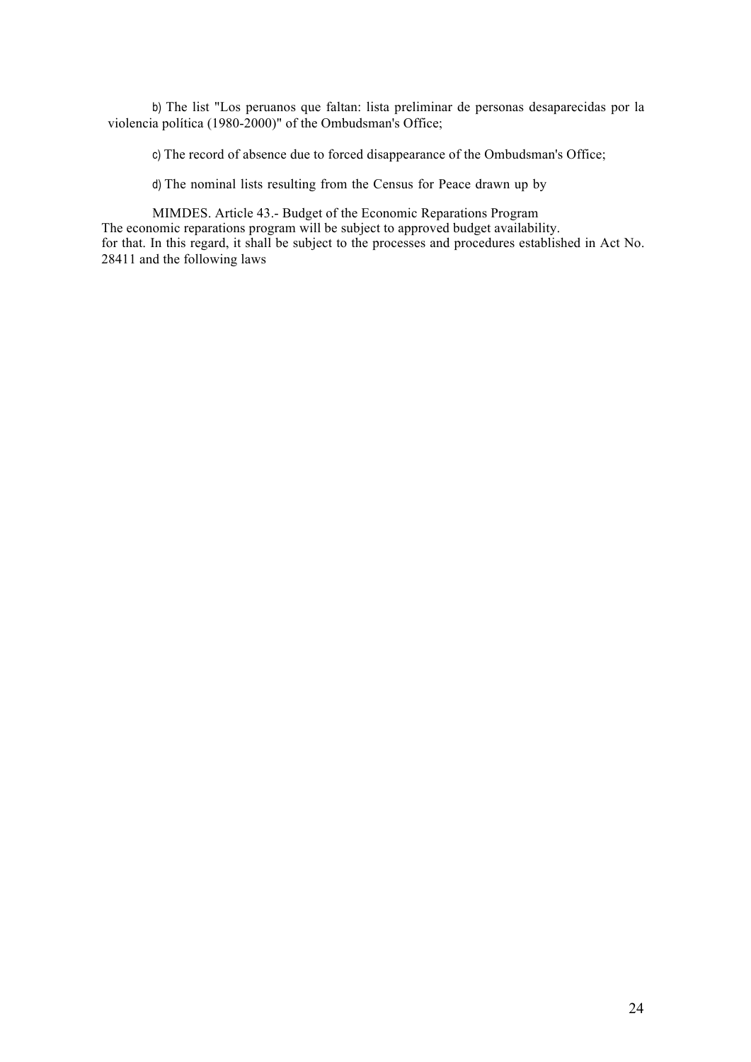b) The list "Los peruanos que faltan: lista preliminar de personas desaparecidas por la violencia política (1980-2000)" of the Ombudsman's Office;

c) The record of absence due to forced disappearance of the Ombudsman's Office;

d) The nominal lists resulting from the Census for Peace drawn up by

MIMDES. Article 43.- Budget of the Economic Reparations Program
The economic reparations program will be subject to approved budget availability.
for that. In this regard, it shall be subject to the processes and procedures established in Act No. 28411 and the following laws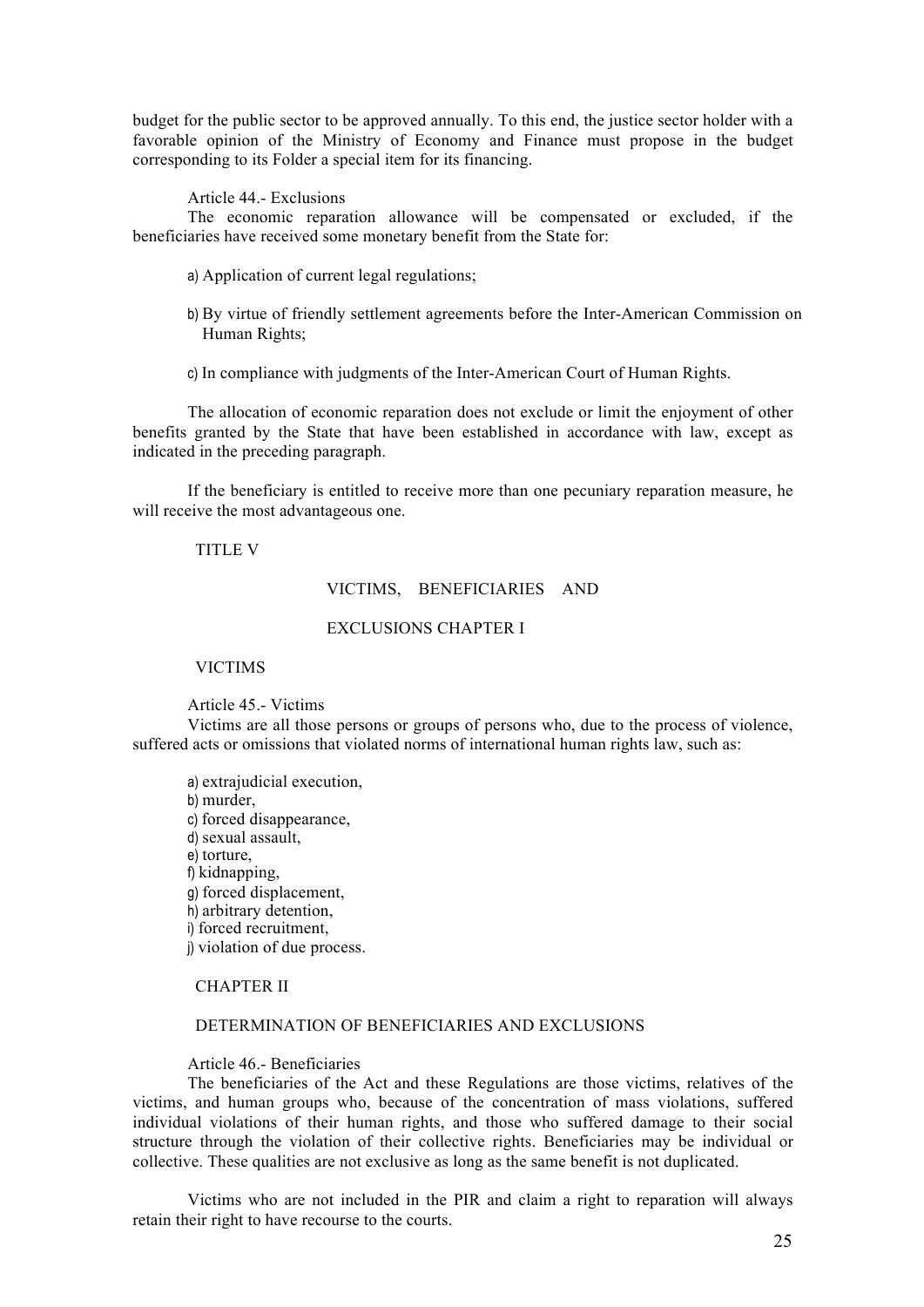budget for the public sector to be approved annually. To this end, the justice sector holder with a favorable opinion of the Ministry of Economy and Finance must propose in the budget corresponding to its Folder a special item for its financing.

Article 44.- Exclusions

The economic reparation allowance will be compensated or excluded, if the beneficiaries have received some monetary benefit from the State for:

a) Application of current legal regulations;

b) By virtue of friendly settlement agreements before the Inter-American Commission on Human Rights;

c) In compliance with judgments of the Inter-American Court of Human Rights.

The allocation of economic reparation does not exclude or limit the enjoyment of other benefits granted by the State that have been established in accordance with law, except as indicated in the preceding paragraph.

If the beneficiary is entitled to receive more than one pecuniary reparation measure, he will receive the most advantageous one.

## TITLE V

## VICTIMS, BENEFICIARIES AND EXCLUSIONS CHAPTER I

## VICTIMS

Article 45.- Victims

Victims are all those persons or groups of persons who, due to the process of violence, suffered acts or omissions that violated norms of international human rights law, such as:

a) extrajudicial execution,
b) murder,
c) forced disappearance,
d) sexual assault,
e) torture,
f) kidnapping,
g) forced displacement,
h) arbitrary detention,
i) forced recruitment,
j) violation of due process.

## CHAPTER II

## DETERMINATION OF BENEFICIARIES AND EXCLUSIONS

Article 46.- Beneficiaries

The beneficiaries of the Act and these Regulations are those victims, relatives of the victims, and human groups who, because of the concentration of mass violations, suffered individual violations of their human rights, and those who suffered damage to their social structure through the violation of their collective rights. Beneficiaries may be individual or collective. These qualities are not exclusive as long as the same benefit is not duplicated.

Victims who are not included in the PIR and claim a right to reparation will always retain their right to have recourse to the courts.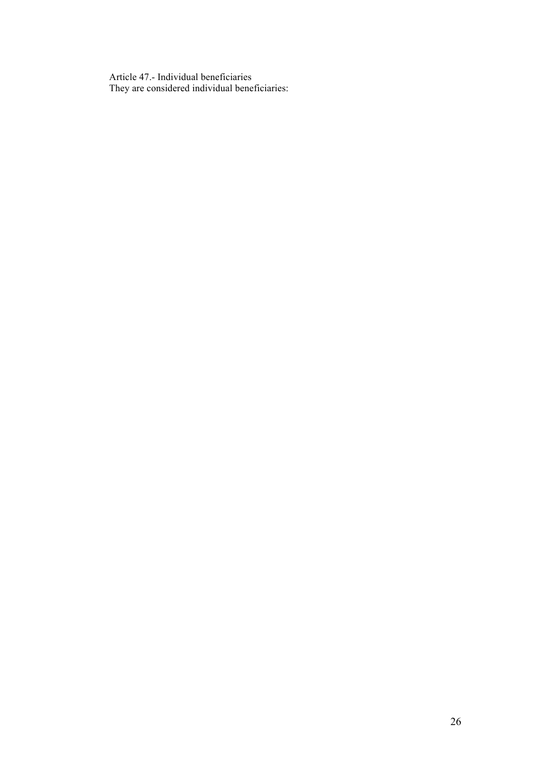Article 47.- Individual beneficiaries
They are considered individual beneficiaries: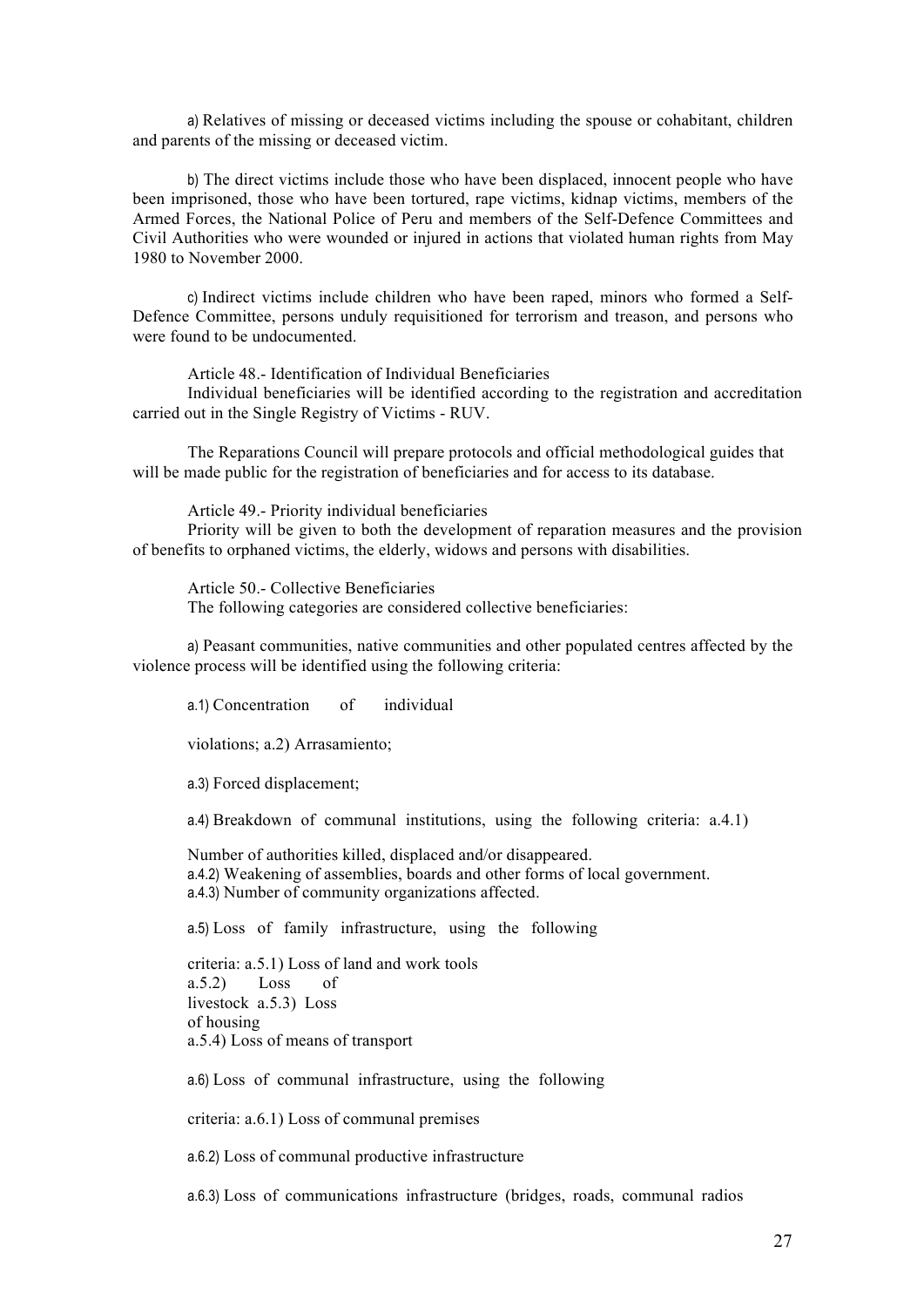a) Relatives of missing or deceased victims including the spouse or cohabitant, children and parents of the missing or deceased victim.

b) The direct victims include those who have been displaced, innocent people who have been imprisoned, those who have been tortured, rape victims, kidnap victims, members of the Armed Forces, the National Police of Peru and members of the Self-Defence Committees and Civil Authorities who were wounded or injured in actions that violated human rights from May 1980 to November 2000.

c) Indirect victims include children who have been raped, minors who formed a Self-Defence Committee, persons unduly requisitioned for terrorism and treason, and persons who were found to be undocumented.

Article 48.- Identification of Individual Beneficiaries

Individual beneficiaries will be identified according to the registration and accreditation carried out in the Single Registry of Victims - RUV.

The Reparations Council will prepare protocols and official methodological guides that will be made public for the registration of beneficiaries and for access to its database.

Article 49.- Priority individual beneficiaries

Priority will be given to both the development of reparation measures and the provision of benefits to orphaned victims, the elderly, widows and persons with disabilities.

Article 50.- Collective Beneficiaries

The following categories are considered collective beneficiaries:

a) Peasant communities, native communities and other populated centres affected by the violence process will be identified using the following criteria:

a.1) Concentration of individual violations;

a.2) Arrasamiento;

a.3) Forced displacement;

a.4) Breakdown of communal institutions, using the following criteria:

a.4.1) Number of authorities killed, displaced and/or disappeared.

a.4.2) Weakening of assemblies, boards and other forms of local government.

a.4.3) Number of community organizations affected.

a.5) Loss of family infrastructure, using the following criteria:

a.5.1) Loss of land and work tools

a.5.2) Loss of livestock

a.5.3) Loss of housing

a.5.4) Loss of means of transport

a.6) Loss of communal infrastructure, using the following criteria:

a.6.1) Loss of communal premises

a.6.2) Loss of communal productive infrastructure

a.6.3) Loss of communications infrastructure (bridges, roads, communal radios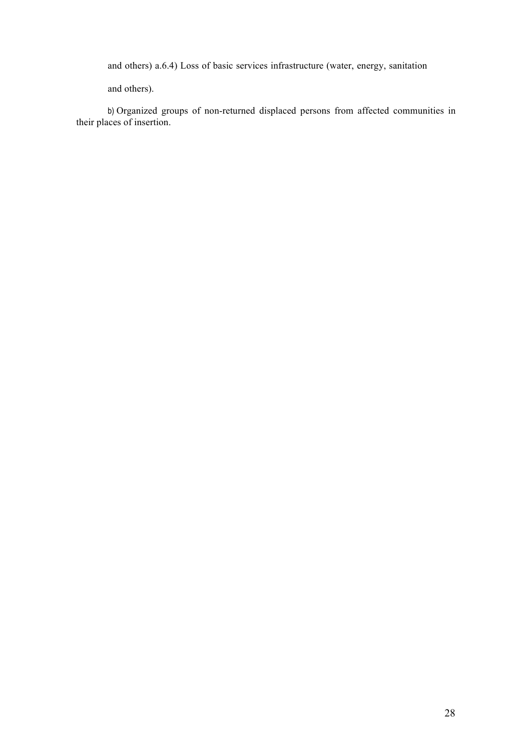and others) a.6.4) Loss of basic services infrastructure (water, energy, sanitation

and others).

b) Organized groups of non-returned displaced persons from affected communities in their places of insertion.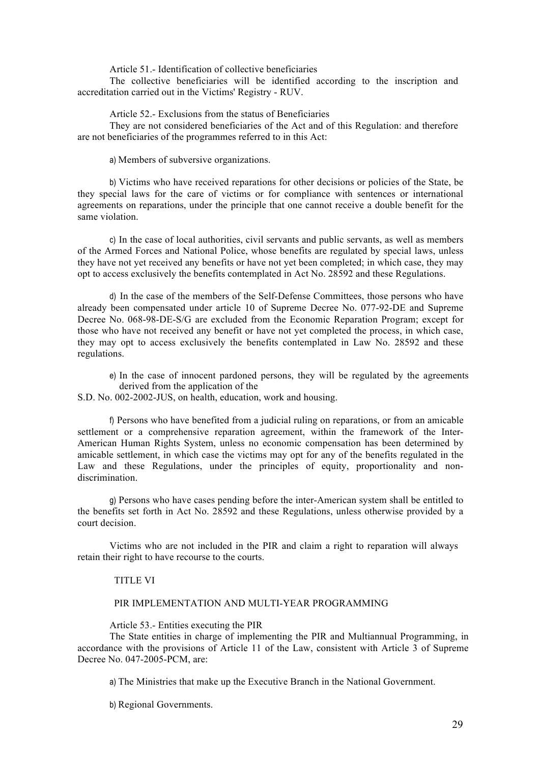Article 51.- Identification of collective beneficiaries

The collective beneficiaries will be identified according to the inscription and accreditation carried out in the Victims' Registry - RUV.

Article 52.- Exclusions from the status of Beneficiaries

They are not considered beneficiaries of the Act and of this Regulation: and therefore are not beneficiaries of the programmes referred to in this Act:

a) Members of subversive organizations.

b) Victims who have received reparations for other decisions or policies of the State, be they special laws for the care of victims or for compliance with sentences or international agreements on reparations, under the principle that one cannot receive a double benefit for the same violation.

c) In the case of local authorities, civil servants and public servants, as well as members of the Armed Forces and National Police, whose benefits are regulated by special laws, unless they have not yet received any benefits or have not yet been completed; in which case, they may opt to access exclusively the benefits contemplated in Act No. 28592 and these Regulations.

d) In the case of the members of the Self-Defense Committees, those persons who have already been compensated under article 10 of Supreme Decree No. 077-92-DE and Supreme Decree No. 068-98-DE-S/G are excluded from the Economic Reparation Program; except for those who have not received any benefit or have not yet completed the process, in which case, they may opt to access exclusively the benefits contemplated in Law No. 28592 and these regulations.

e) In the case of innocent pardoned persons, they will be regulated by the agreements derived from the application of the S.D. No. 002-2002-JUS, on health, education, work and housing.

f) Persons who have benefited from a judicial ruling on reparations, or from an amicable settlement or a comprehensive reparation agreement, within the framework of the Inter-American Human Rights System, unless no economic compensation has been determined by amicable settlement, in which case the victims may opt for any of the benefits regulated in the Law and these Regulations, under the principles of equity, proportionality and non-discrimination.

g) Persons who have cases pending before the inter-American system shall be entitled to the benefits set forth in Act No. 28592 and these Regulations, unless otherwise provided by a court decision.

Victims who are not included in the PIR and claim a right to reparation will always retain their right to have recourse to the courts.

## TITLE VI

## PIR IMPLEMENTATION AND MULTI-YEAR PROGRAMMING

Article 53.- Entities executing the PIR

The State entities in charge of implementing the PIR and Multiannual Programming, in accordance with the provisions of Article 11 of the Law, consistent with Article 3 of Supreme Decree No. 047-2005-PCM, are:

a) The Ministries that make up the Executive Branch in the National Government.

b) Regional Governments.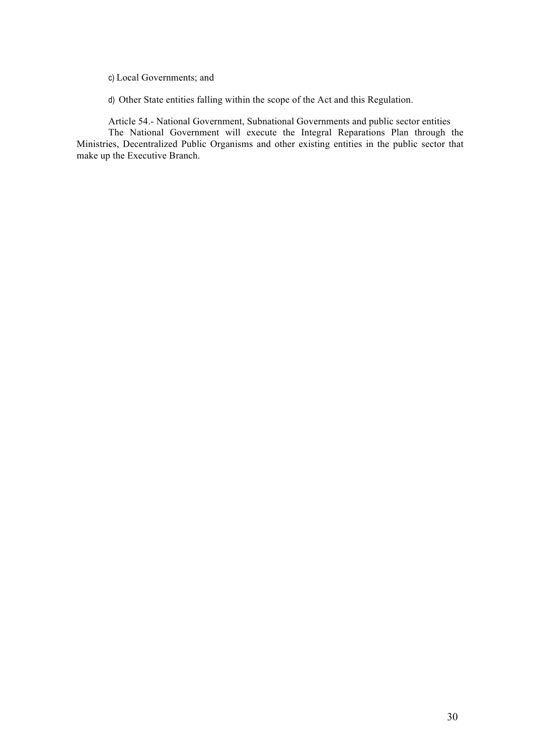c) Local Governments; and

d) Other State entities falling within the scope of the Act and this Regulation.

Article 54.- National Government, Subnational Governments and public sector entities

The National Government will execute the Integral Reparations Plan through the Ministries, Decentralized Public Organisms and other existing entities in the public sector that make up the Executive Branch.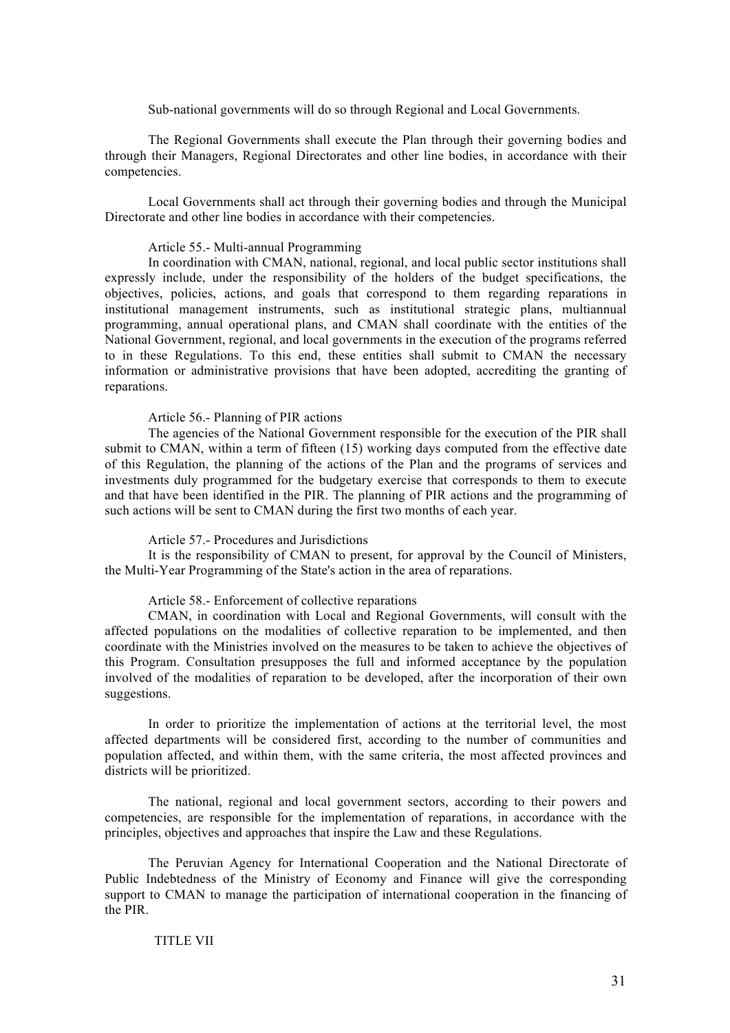Sub-national governments will do so through Regional and Local Governments.

The Regional Governments shall execute the Plan through their governing bodies and through their Managers, Regional Directorates and other line bodies, in accordance with their competencies.

Local Governments shall act through their governing bodies and through the Municipal Directorate and other line bodies in accordance with their competencies.

Article 55.- Multi-annual Programming

In coordination with CMAN, national, regional, and local public sector institutions shall expressly include, under the responsibility of the holders of the budget specifications, the objectives, policies, actions, and goals that correspond to them regarding reparations in institutional management instruments, such as institutional strategic plans, multiannual programming, annual operational plans, and CMAN shall coordinate with the entities of the National Government, regional, and local governments in the execution of the programs referred to in these Regulations. To this end, these entities shall submit to CMAN the necessary information or administrative provisions that have been adopted, accrediting the granting of reparations.

Article 56.- Planning of PIR actions

The agencies of the National Government responsible for the execution of the PIR shall submit to CMAN, within a term of fifteen (15) working days computed from the effective date of this Regulation, the planning of the actions of the Plan and the programs of services and investments duly programmed for the budgetary exercise that corresponds to them to execute and that have been identified in the PIR. The planning of PIR actions and the programming of such actions will be sent to CMAN during the first two months of each year.

Article 57.- Procedures and Jurisdictions

It is the responsibility of CMAN to present, for approval by the Council of Ministers, the Multi-Year Programming of the State's action in the area of reparations.

Article 58.- Enforcement of collective reparations

CMAN, in coordination with Local and Regional Governments, will consult with the affected populations on the modalities of collective reparation to be implemented, and then coordinate with the Ministries involved on the measures to be taken to achieve the objectives of this Program. Consultation presupposes the full and informed acceptance by the population involved of the modalities of reparation to be developed, after the incorporation of their own suggestions.

In order to prioritize the implementation of actions at the territorial level, the most affected departments will be considered first, according to the number of communities and population affected, and within them, with the same criteria, the most affected provinces and districts will be prioritized.

The national, regional and local government sectors, according to their powers and competencies, are responsible for the implementation of reparations, in accordance with the principles, objectives and approaches that inspire the Law and these Regulations.

The Peruvian Agency for International Cooperation and the National Directorate of Public Indebtedness of the Ministry of Economy and Finance will give the corresponding support to CMAN to manage the participation of international cooperation in the financing of the PIR.

TITLE VII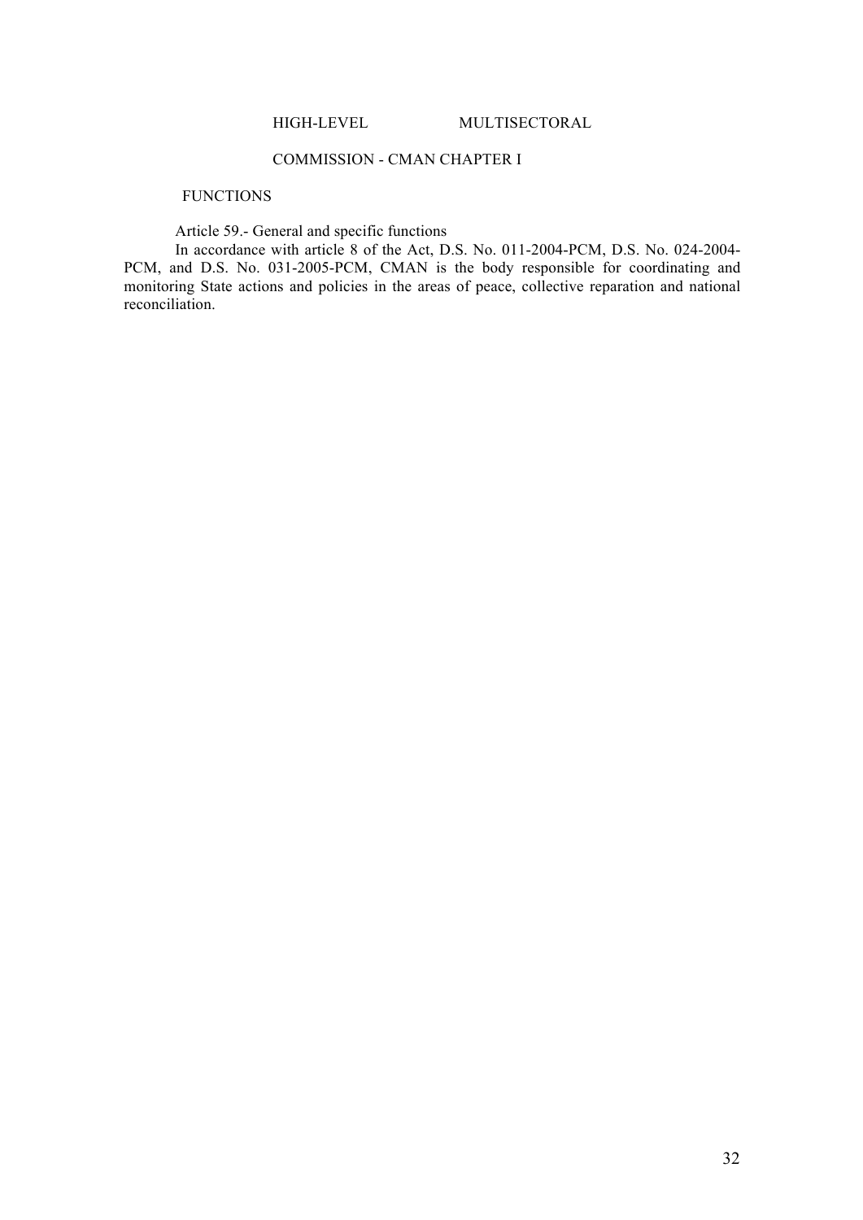## HIGH-LEVEL MULTISECTORAL COMMISSION - CMAN CHAPTER I

### FUNCTIONS

Article 59.- General and specific functions

In accordance with article 8 of the Act, D.S. No. 011-2004-PCM, D.S. No. 024-2004-PCM, and D.S. No. 031-2005-PCM, CMAN is the body responsible for coordinating and monitoring State actions and policies in the areas of peace, collective reparation and national reconciliation.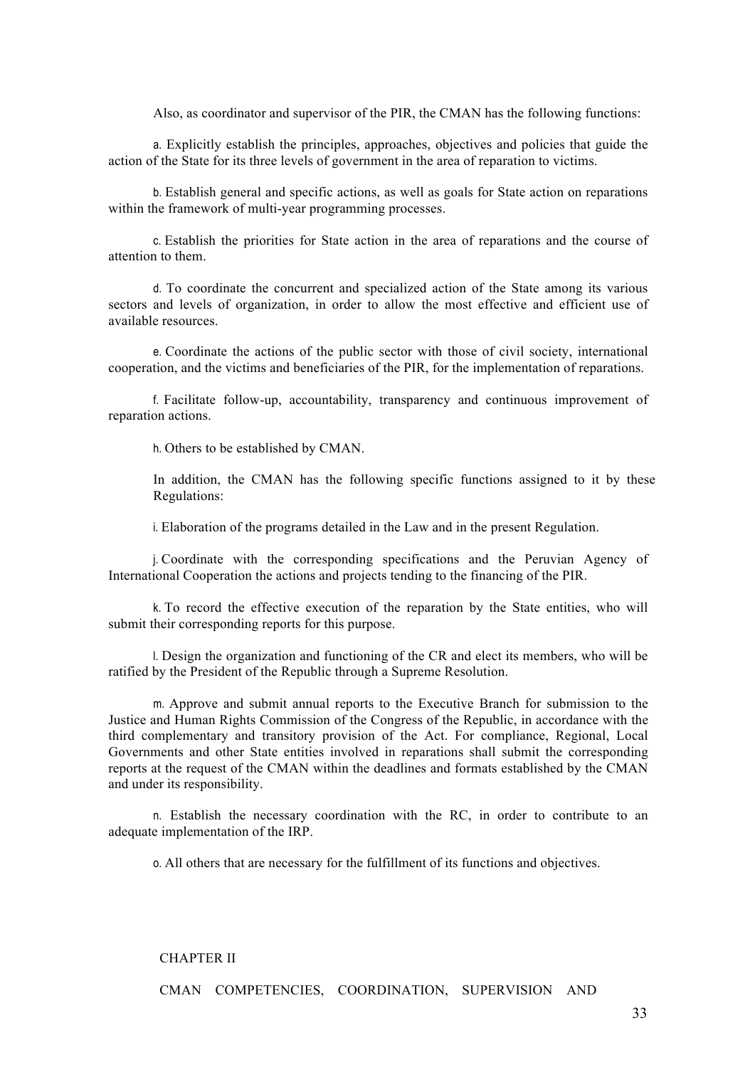Also, as coordinator and supervisor of the PIR, the CMAN has the following functions:

a. Explicitly establish the principles, approaches, objectives and policies that guide the action of the State for its three levels of government in the area of reparation to victims.

b. Establish general and specific actions, as well as goals for State action on reparations within the framework of multi-year programming processes.

c. Establish the priorities for State action in the area of reparations and the course of attention to them.

d. To coordinate the concurrent and specialized action of the State among its various sectors and levels of organization, in order to allow the most effective and efficient use of available resources.

e. Coordinate the actions of the public sector with those of civil society, international cooperation, and the victims and beneficiaries of the PIR, for the implementation of reparations.

f. Facilitate follow-up, accountability, transparency and continuous improvement of reparation actions.

h. Others to be established by CMAN.

In addition, the CMAN has the following specific functions assigned to it by these Regulations:

i. Elaboration of the programs detailed in the Law and in the present Regulation.

j. Coordinate with the corresponding specifications and the Peruvian Agency of International Cooperation the actions and projects tending to the financing of the PIR.

k. To record the effective execution of the reparation by the State entities, who will submit their corresponding reports for this purpose.

l. Design the organization and functioning of the CR and elect its members, who will be ratified by the President of the Republic through a Supreme Resolution.

m. Approve and submit annual reports to the Executive Branch for submission to the Justice and Human Rights Commission of the Congress of the Republic, in accordance with the third complementary and transitory provision of the Act. For compliance, Regional, Local Governments and other State entities involved in reparations shall submit the corresponding reports at the request of the CMAN within the deadlines and formats established by the CMAN and under its responsibility.

n. Establish the necessary coordination with the RC, in order to contribute to an adequate implementation of the IRP.

o. All others that are necessary for the fulfillment of its functions and objectives.

## CHAPTER II

## CMAN COMPETENCIES, COORDINATION, SUPERVISION AND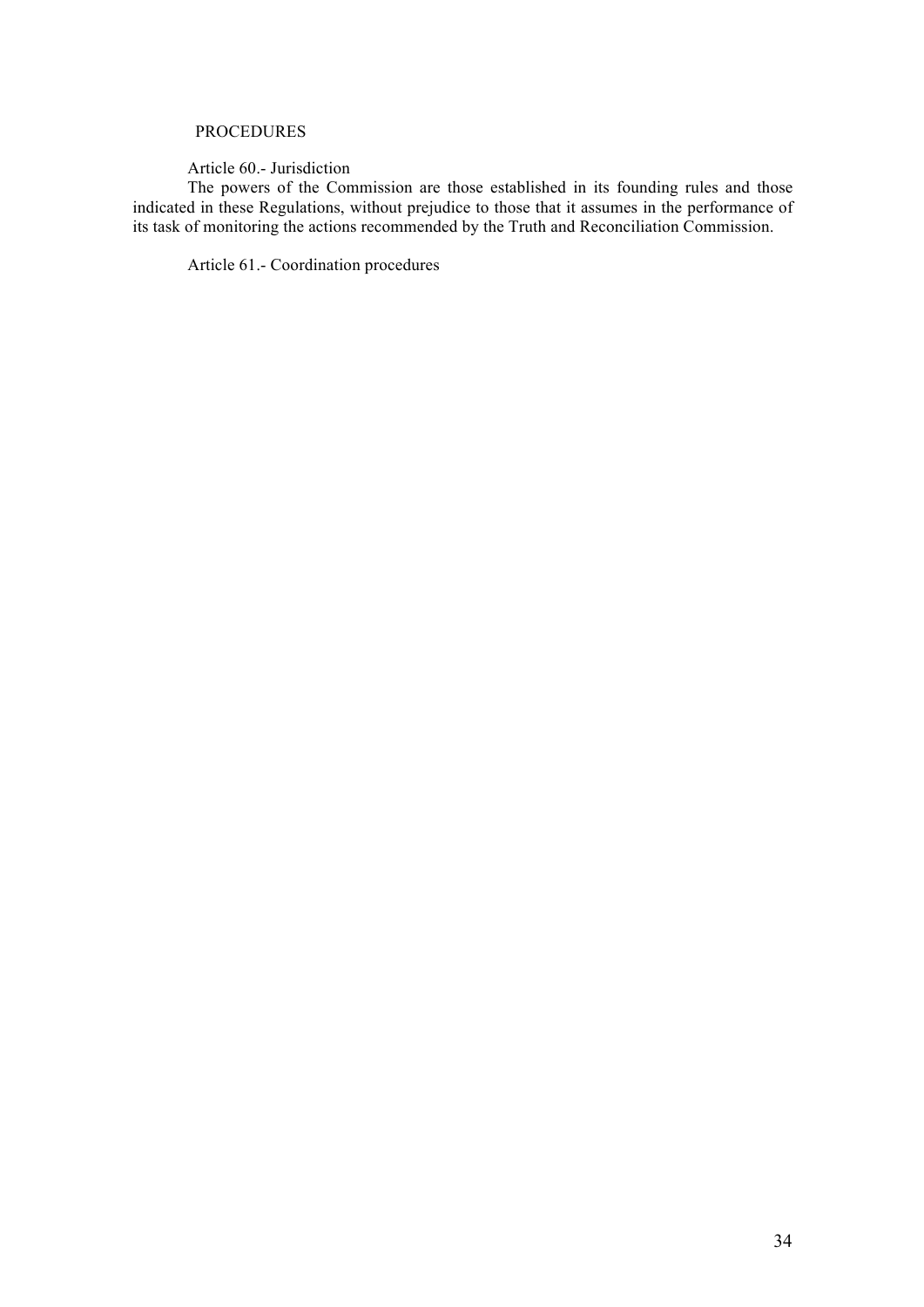## PROCEDURES

### Article 60.- Jurisdiction

The powers of the Commission are those established in its founding rules and those indicated in these Regulations, without prejudice to those that it assumes in the performance of its task of monitoring the actions recommended by the Truth and Reconciliation Commission.

### Article 61.- Coordination procedures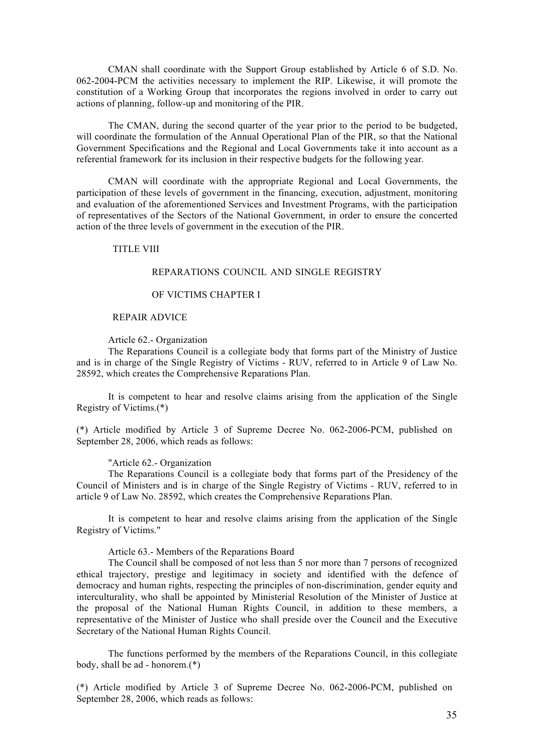CMAN shall coordinate with the Support Group established by Article 6 of S.D. No. 062-2004-PCM the activities necessary to implement the RIP. Likewise, it will promote the constitution of a Working Group that incorporates the regions involved in order to carry out actions of planning, follow-up and monitoring of the PIR.

The CMAN, during the second quarter of the year prior to the period to be budgeted, will coordinate the formulation of the Annual Operational Plan of the PIR, so that the National Government Specifications and the Regional and Local Governments take it into account as a referential framework for its inclusion in their respective budgets for the following year.

CMAN will coordinate with the appropriate Regional and Local Governments, the participation of these levels of government in the financing, execution, adjustment, monitoring and evaluation of the aforementioned Services and Investment Programs, with the participation of representatives of the Sectors of the National Government, in order to ensure the concerted action of the three levels of government in the execution of the PIR.

## TITLE VIII

### REPARATIONS COUNCIL AND SINGLE REGISTRY OF VICTIMS CHAPTER I

### REPAIR ADVICE

Article 62.- Organization

The Reparations Council is a collegiate body that forms part of the Ministry of Justice and is in charge of the Single Registry of Victims - RUV, referred to in Article 9 of Law No. 28592, which creates the Comprehensive Reparations Plan.

It is competent to hear and resolve claims arising from the application of the Single Registry of Victims.(*)

(*) Article modified by Article 3 of Supreme Decree No. 062-2006-PCM, published on September 28, 2006, which reads as follows:

"Article 62.- Organization

The Reparations Council is a collegiate body that forms part of the Presidency of the Council of Ministers and is in charge of the Single Registry of Victims - RUV, referred to in article 9 of Law No. 28592, which creates the Comprehensive Reparations Plan.

It is competent to hear and resolve claims arising from the application of the Single Registry of Victims."

Article 63.- Members of the Reparations Board

The Council shall be composed of not less than 5 nor more than 7 persons of recognized ethical trajectory, prestige and legitimacy in society and identified with the defence of democracy and human rights, respecting the principles of non-discrimination, gender equity and interculturality, who shall be appointed by Ministerial Resolution of the Minister of Justice at the proposal of the National Human Rights Council, in addition to these members, a representative of the Minister of Justice who shall preside over the Council and the Executive Secretary of the National Human Rights Council.

The functions performed by the members of the Reparations Council, in this collegiate body, shall be ad - honorem.(*)

(*) Article modified by Article 3 of Supreme Decree No. 062-2006-PCM, published on September 28, 2006, which reads as follows: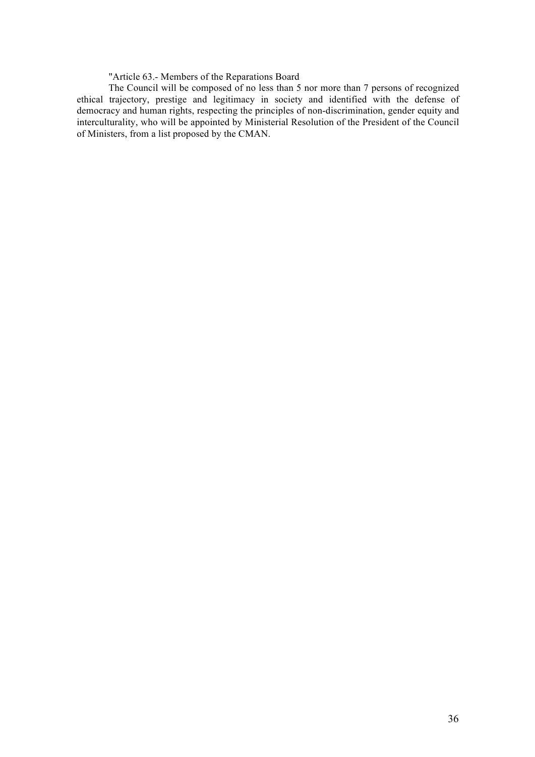"Article 63.- Members of the Reparations Board

The Council will be composed of no less than 5 nor more than 7 persons of recognized ethical trajectory, prestige and legitimacy in society and identified with the defense of democracy and human rights, respecting the principles of non-discrimination, gender equity and interculturality, who will be appointed by Ministerial Resolution of the President of the Council of Ministers, from a list proposed by the CMAN.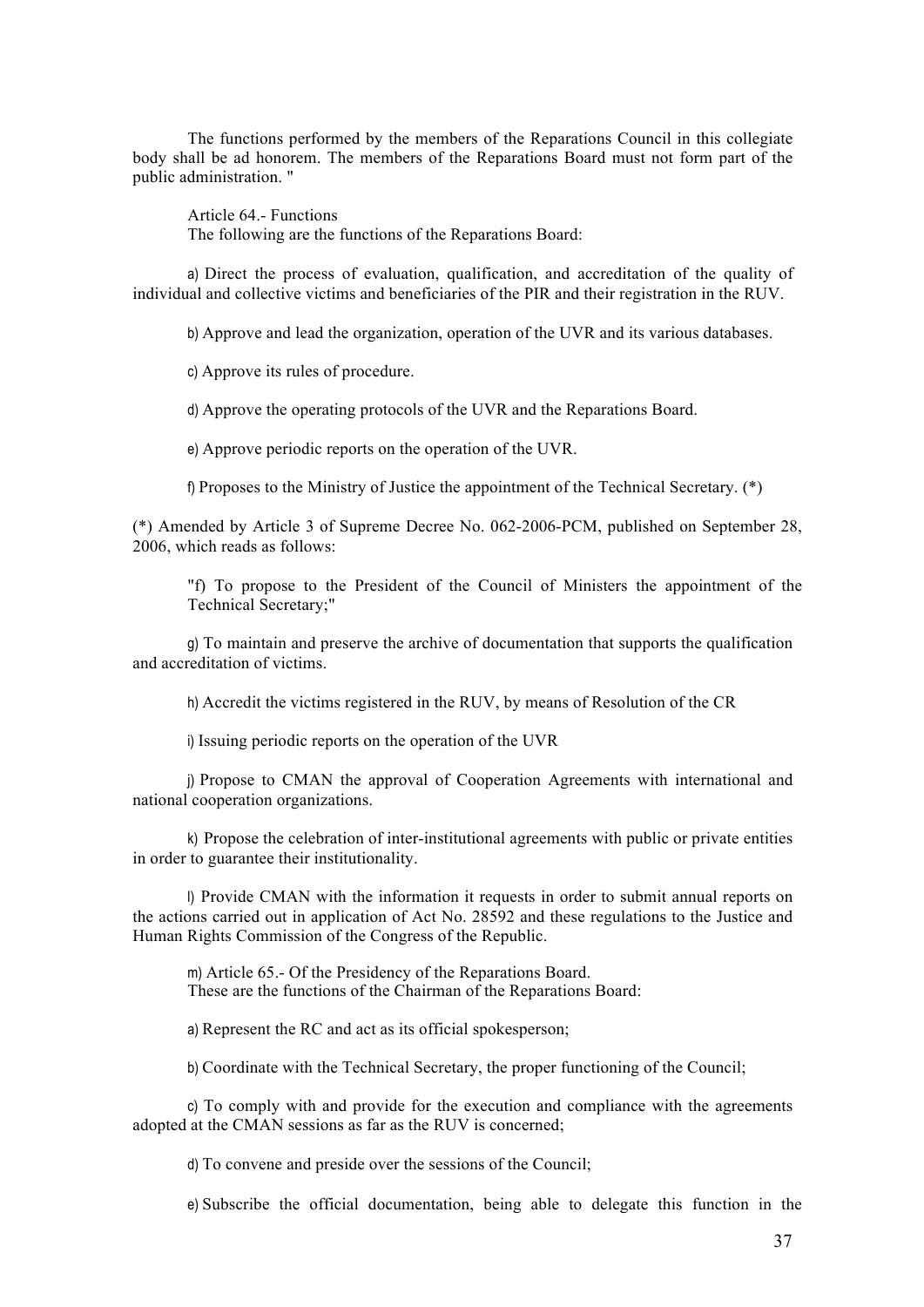The functions performed by the members of the Reparations Council in this collegiate body shall be ad honorem. The members of the Reparations Board must not form part of the public administration. "

Article 64.- Functions
The following are the functions of the Reparations Board:

a) Direct the process of evaluation, qualification, and accreditation of the quality of individual and collective victims and beneficiaries of the PIR and their registration in the RUV.

b) Approve and lead the organization, operation of the UVR and its various databases.

c) Approve its rules of procedure.

d) Approve the operating protocols of the UVR and the Reparations Board.

e) Approve periodic reports on the operation of the UVR.

f) Proposes to the Ministry of Justice the appointment of the Technical Secretary. (*)

(*) Amended by Article 3 of Supreme Decree No. 062-2006-PCM, published on September 28, 2006, which reads as follows:

> "f) To propose to the President of the Council of Ministers the appointment of the Technical Secretary;"

g) To maintain and preserve the archive of documentation that supports the qualification and accreditation of victims.

h) Accredit the victims registered in the RUV, by means of Resolution of the CR

i) Issuing periodic reports on the operation of the UVR

j) Propose to CMAN the approval of Cooperation Agreements with international and national cooperation organizations.

k) Propose the celebration of inter-institutional agreements with public or private entities in order to guarantee their institutionality.

l) Provide CMAN with the information it requests in order to submit annual reports on the actions carried out in application of Act No. 28592 and these regulations to the Justice and Human Rights Commission of the Congress of the Republic.

m) Article 65.- Of the Presidency of the Reparations Board.
These are the functions of the Chairman of the Reparations Board:

a) Represent the RC and act as its official spokesperson;

b) Coordinate with the Technical Secretary, the proper functioning of the Council;

c) To comply with and provide for the execution and compliance with the agreements adopted at the CMAN sessions as far as the RUV is concerned;

d) To convene and preside over the sessions of the Council;

e) Subscribe the official documentation, being able to delegate this function in the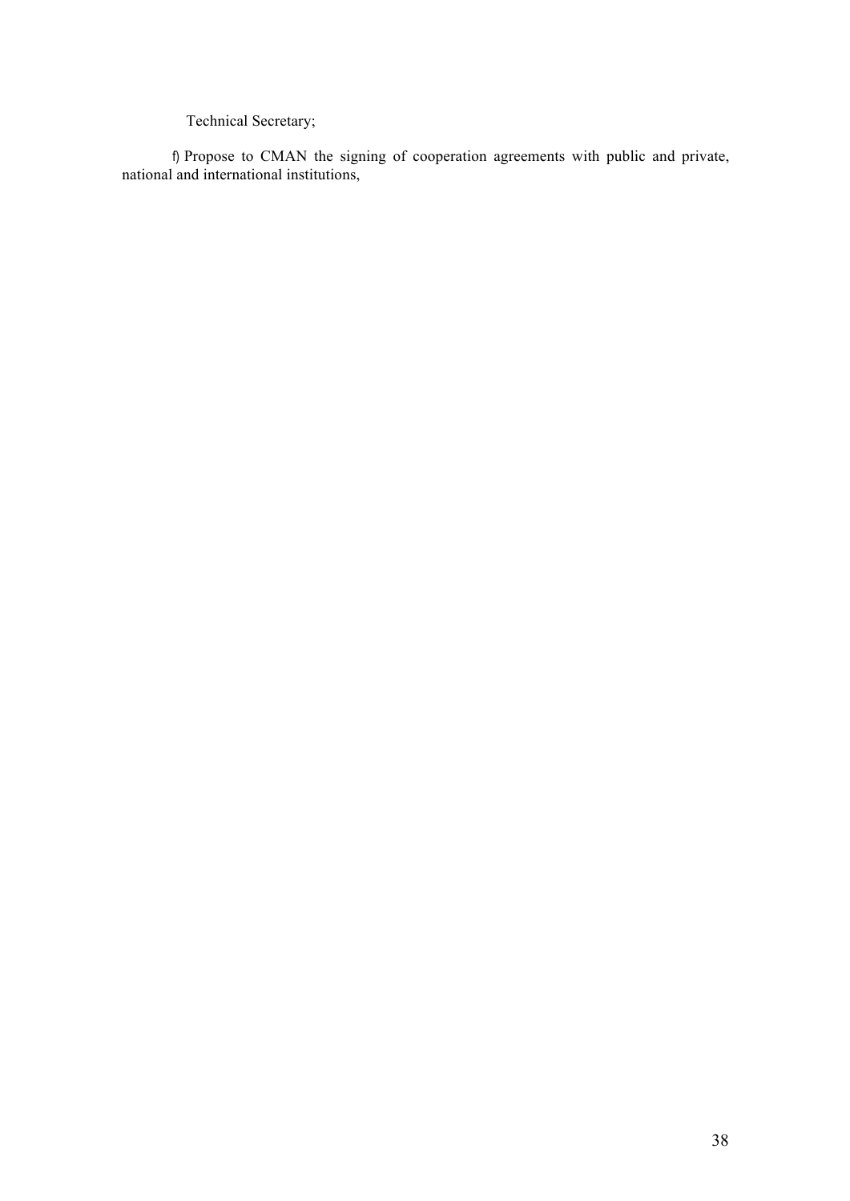Technical Secretary;

f) Propose to CMAN the signing of cooperation agreements with public and private, national and international institutions,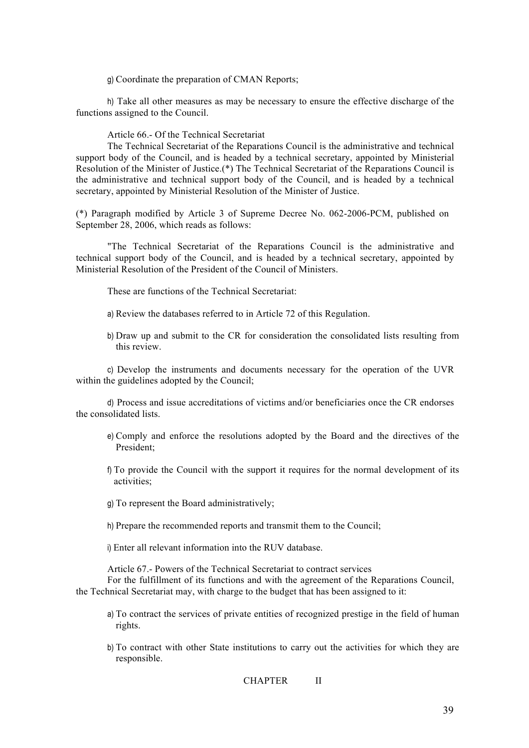g) Coordinate the preparation of CMAN Reports;

h) Take all other measures as may be necessary to ensure the effective discharge of the functions assigned to the Council.

Article 66.- Of the Technical Secretariat

The Technical Secretariat of the Reparations Council is the administrative and technical support body of the Council, and is headed by a technical secretary, appointed by Ministerial Resolution of the Minister of Justice.(*) The Technical Secretariat of the Reparations Council is the administrative and technical support body of the Council, and is headed by a technical secretary, appointed by Ministerial Resolution of the Minister of Justice.

(*) Paragraph modified by Article 3 of Supreme Decree No. 062-2006-PCM, published on September 28, 2006, which reads as follows:

"The Technical Secretariat of the Reparations Council is the administrative and technical support body of the Council, and is headed by a technical secretary, appointed by Ministerial Resolution of the President of the Council of Ministers.

These are functions of the Technical Secretariat:

a) Review the databases referred to in Article 72 of this Regulation.

b) Draw up and submit to the CR for consideration the consolidated lists resulting from this review.

c) Develop the instruments and documents necessary for the operation of the UVR within the guidelines adopted by the Council;

d) Process and issue accreditations of victims and/or beneficiaries once the CR endorses the consolidated lists.

e) Comply and enforce the resolutions adopted by the Board and the directives of the President;

f) To provide the Council with the support it requires for the normal development of its activities;

g) To represent the Board administratively;

h) Prepare the recommended reports and transmit them to the Council;

i) Enter all relevant information into the RUV database.

Article 67.- Powers of the Technical Secretariat to contract services

For the fulfillment of its functions and with the agreement of the Reparations Council, the Technical Secretariat may, with charge to the budget that has been assigned to it:

a) To contract the services of private entities of recognized prestige in the field of human rights.

b) To contract with other State institutions to carry out the activities for which they are responsible.

## CHAPTER II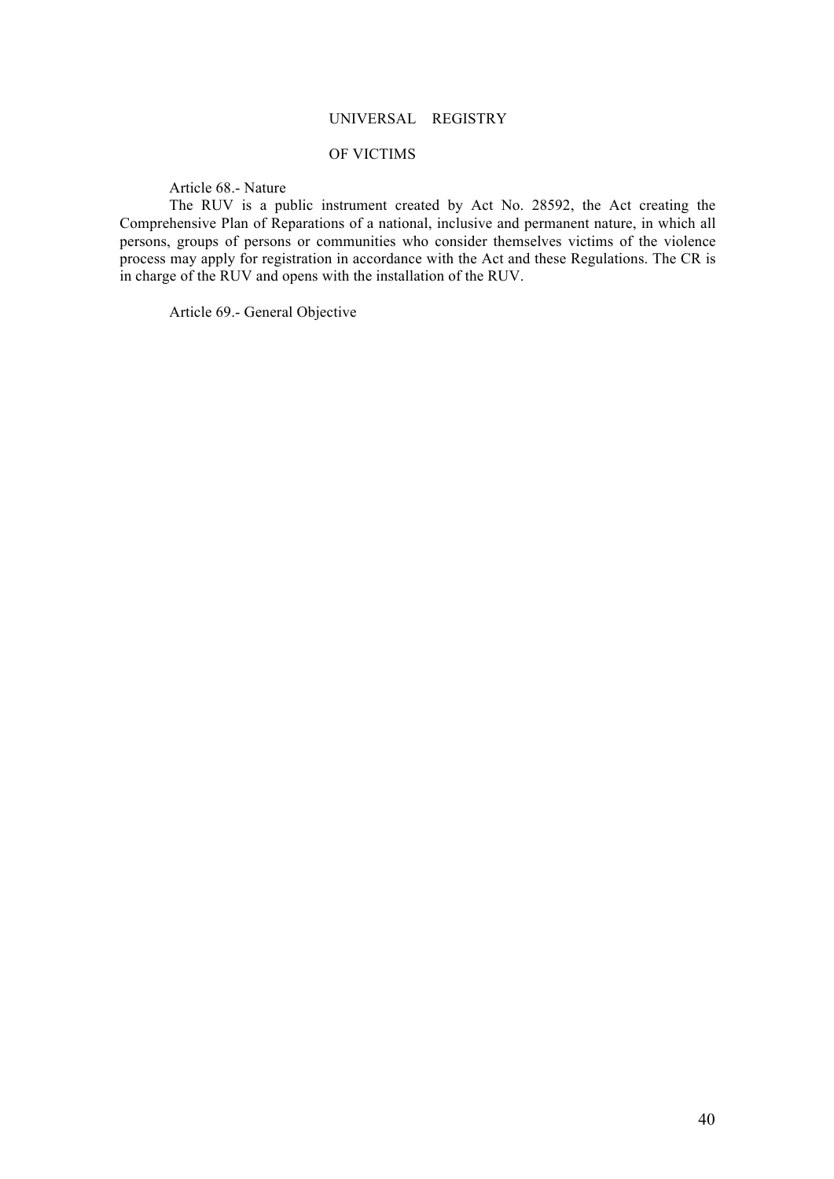## UNIVERSAL REGISTRY OF VICTIMS

Article 68.- Nature

The RUV is a public instrument created by Act No. 28592, the Act creating the Comprehensive Plan of Reparations of a national, inclusive and permanent nature, in which all persons, groups of persons or communities who consider themselves victims of the violence process may apply for registration in accordance with the Act and these Regulations. The CR is in charge of the RUV and opens with the installation of the RUV.

Article 69.- General Objective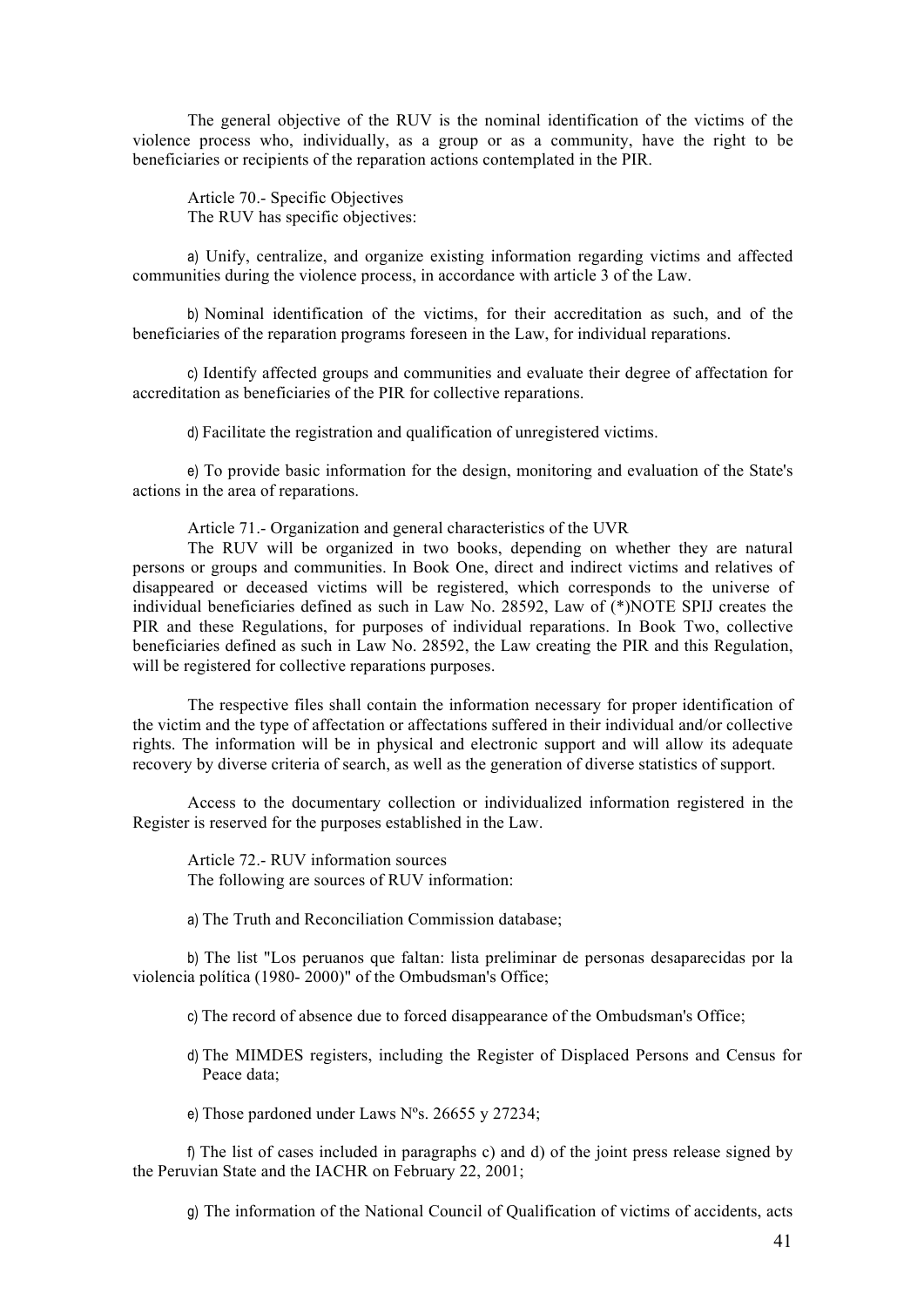The general objective of the RUV is the nominal identification of the victims of the violence process who, individually, as a group or as a community, have the right to be beneficiaries or recipients of the reparation actions contemplated in the PIR.

Article 70.- Specific Objectives
The RUV has specific objectives:

a) Unify, centralize, and organize existing information regarding victims and affected communities during the violence process, in accordance with article 3 of the Law.

b) Nominal identification of the victims, for their accreditation as such, and of the beneficiaries of the reparation programs foreseen in the Law, for individual reparations.

c) Identify affected groups and communities and evaluate their degree of affectation for accreditation as beneficiaries of the PIR for collective reparations.

d) Facilitate the registration and qualification of unregistered victims.

e) To provide basic information for the design, monitoring and evaluation of the State's actions in the area of reparations.

Article 71.- Organization and general characteristics of the UVR
The RUV will be organized in two books, depending on whether they are natural persons or groups and communities. In Book One, direct and indirect victims and relatives of disappeared or deceased victims will be registered, which corresponds to the universe of individual beneficiaries defined as such in Law No. 28592, Law of (*)NOTE SPIJ creates the PIR and these Regulations, for purposes of individual reparations. In Book Two, collective beneficiaries defined as such in Law No. 28592, the Law creating the PIR and this Regulation, will be registered for collective reparations purposes.

The respective files shall contain the information necessary for proper identification of the victim and the type of affectation or affectations suffered in their individual and/or collective rights. The information will be in physical and electronic support and will allow its adequate recovery by diverse criteria of search, as well as the generation of diverse statistics of support.

Access to the documentary collection or individualized information registered in the Register is reserved for the purposes established in the Law.

Article 72.- RUV information sources
The following are sources of RUV information:

a) The Truth and Reconciliation Commission database;

b) The list "Los peruanos que faltan: lista preliminar de personas desaparecidas por la violencia política (1980- 2000)" of the Ombudsman's Office;

c) The record of absence due to forced disappearance of the Ombudsman's Office;

d) The MIMDES registers, including the Register of Displaced Persons and Census for Peace data;

e) Those pardoned under Laws Nºs. 26655 y 27234;

f) The list of cases included in paragraphs c) and d) of the joint press release signed by the Peruvian State and the IACHR on February 22, 2001;

g) The information of the National Council of Qualification of victims of accidents, acts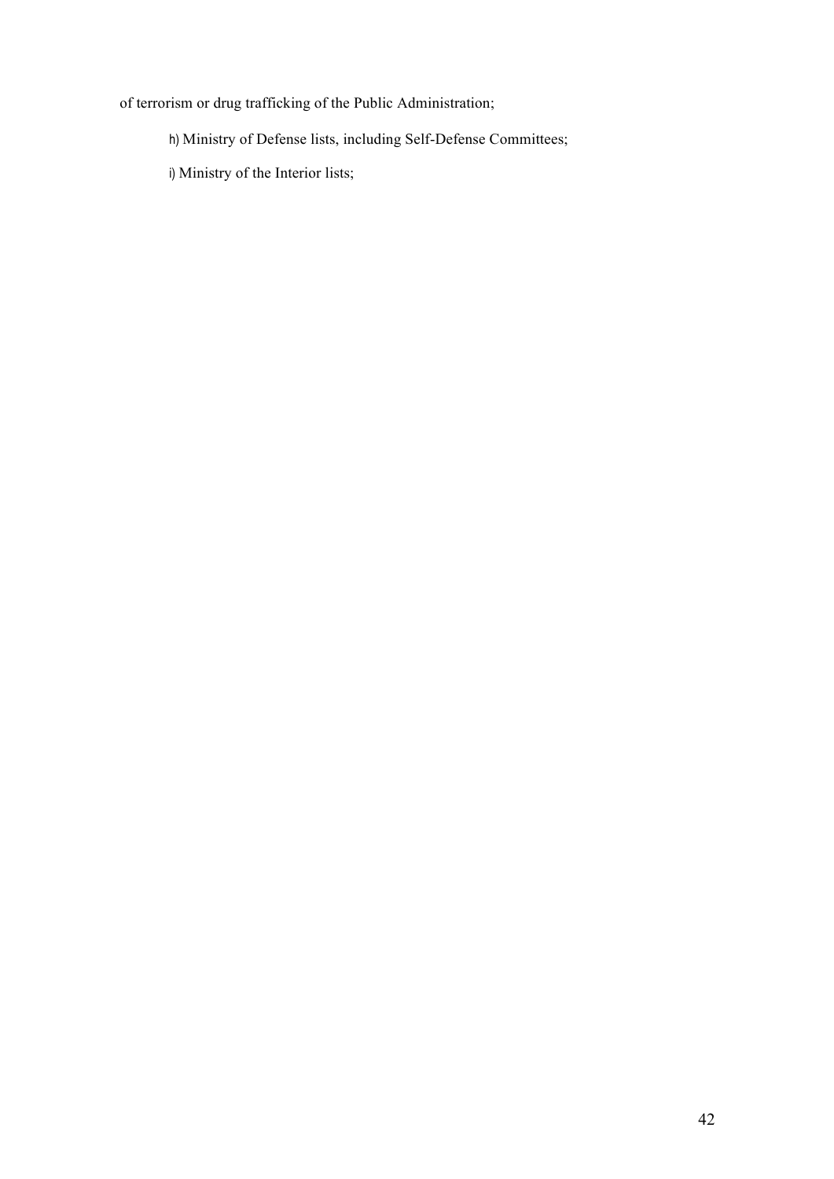of terrorism or drug trafficking of the Public Administration;

h) Ministry of Defense lists, including Self-Defense Committees;

i) Ministry of the Interior lists;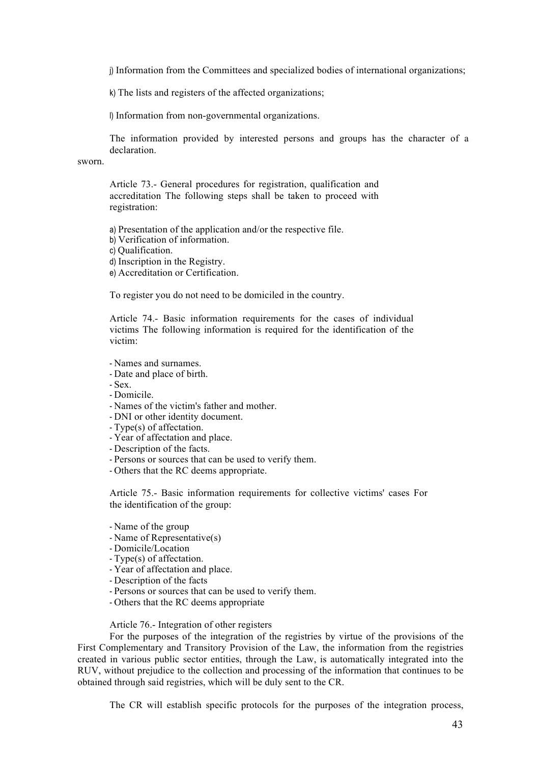j) Information from the Committees and specialized bodies of international organizations;

k) The lists and registers of the affected organizations;

l) Information from non-governmental organizations.

The information provided by interested persons and groups has the character of a declaration.
sworn.

Article 73.- General procedures for registration, qualification and accreditation The following steps shall be taken to proceed with registration:

a) Presentation of the application and/or the respective file.
b) Verification of information.
c) Qualification.
d) Inscription in the Registry.
e) Accreditation or Certification.

To register you do not need to be domiciled in the country.

Article 74.- Basic information requirements for the cases of individual victims The following information is required for the identification of the victim:

- Names and surnames.
- Date and place of birth.
- Sex.
- Domicile.
- Names of the victim's father and mother.
- DNI or other identity document.
- Type(s) of affectation.
- Year of affectation and place.
- Description of the facts.
- Persons or sources that can be used to verify them.
- Others that the RC deems appropriate.

Article 75.- Basic information requirements for collective victims' cases For the identification of the group:

- Name of the group
- Name of Representative(s)
- Domicile/Location
- Type(s) of affectation.
- Year of affectation and place.
- Description of the facts
- Persons or sources that can be used to verify them.
- Others that the RC deems appropriate

Article 76.- Integration of other registers

For the purposes of the integration of the registries by virtue of the provisions of the First Complementary and Transitory Provision of the Law, the information from the registries created in various public sector entities, through the Law, is automatically integrated into the RUV, without prejudice to the collection and processing of the information that continues to be obtained through said registries, which will be duly sent to the CR.

The CR will establish specific protocols for the purposes of the integration process,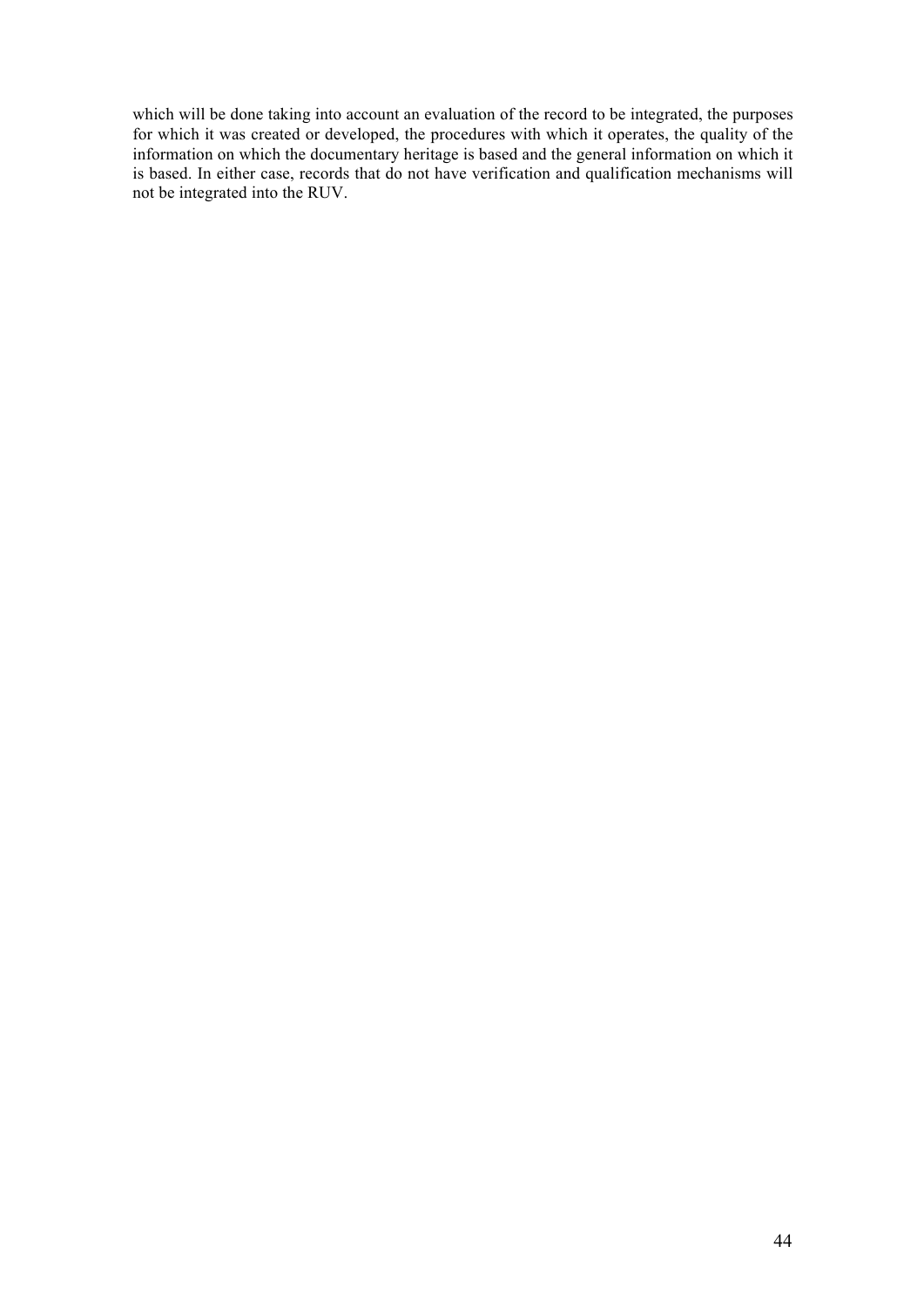which will be done taking into account an evaluation of the record to be integrated, the purposes for which it was created or developed, the procedures with which it operates, the quality of the information on which the documentary heritage is based and the general information on which it is based. In either case, records that do not have verification and qualification mechanisms will not be integrated into the RUV.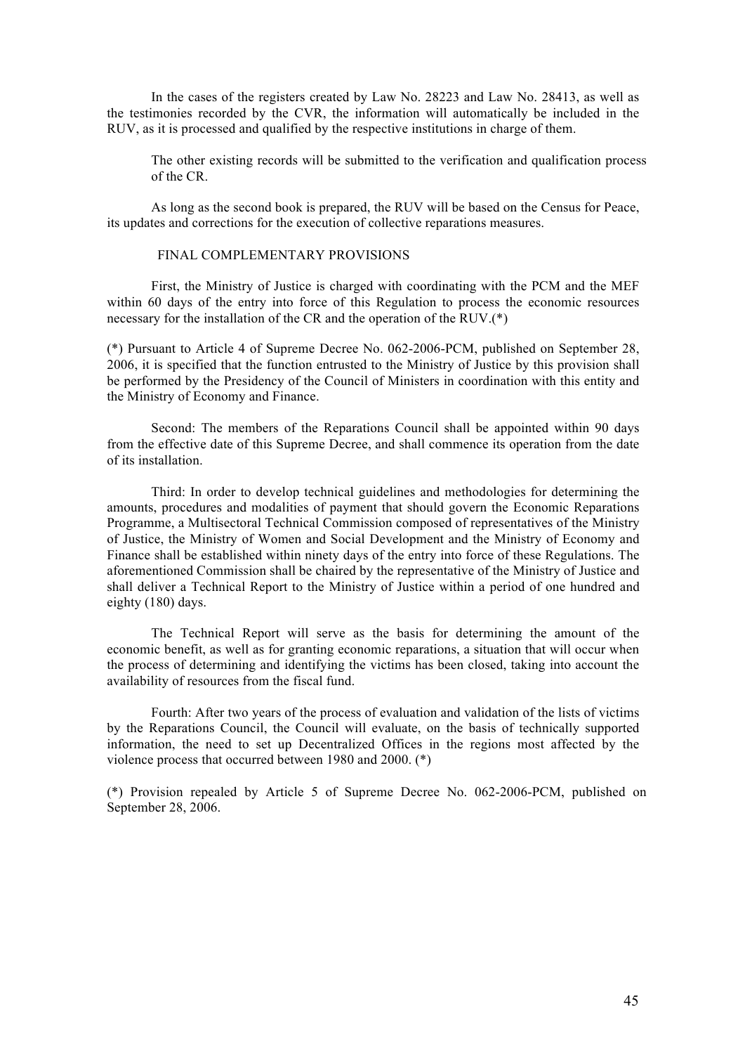In the cases of the registers created by Law No. 28223 and Law No. 28413, as well as the testimonies recorded by the CVR, the information will automatically be included in the RUV, as it is processed and qualified by the respective institutions in charge of them.

The other existing records will be submitted to the verification and qualification process of the CR.

As long as the second book is prepared, the RUV will be based on the Census for Peace, its updates and corrections for the execution of collective reparations measures.

## FINAL COMPLEMENTARY PROVISIONS

First, the Ministry of Justice is charged with coordinating with the PCM and the MEF within 60 days of the entry into force of this Regulation to process the economic resources necessary for the installation of the CR and the operation of the RUV.(*)

(*) Pursuant to Article 4 of Supreme Decree No. 062-2006-PCM, published on September 28, 2006, it is specified that the function entrusted to the Ministry of Justice by this provision shall be performed by the Presidency of the Council of Ministers in coordination with this entity and the Ministry of Economy and Finance.

Second: The members of the Reparations Council shall be appointed within 90 days from the effective date of this Supreme Decree, and shall commence its operation from the date of its installation.

Third: In order to develop technical guidelines and methodologies for determining the amounts, procedures and modalities of payment that should govern the Economic Reparations Programme, a Multisectoral Technical Commission composed of representatives of the Ministry of Justice, the Ministry of Women and Social Development and the Ministry of Economy and Finance shall be established within ninety days of the entry into force of these Regulations. The aforementioned Commission shall be chaired by the representative of the Ministry of Justice and shall deliver a Technical Report to the Ministry of Justice within a period of one hundred and eighty (180) days.

The Technical Report will serve as the basis for determining the amount of the economic benefit, as well as for granting economic reparations, a situation that will occur when the process of determining and identifying the victims has been closed, taking into account the availability of resources from the fiscal fund.

Fourth: After two years of the process of evaluation and validation of the lists of victims by the Reparations Council, the Council will evaluate, on the basis of technically supported information, the need to set up Decentralized Offices in the regions most affected by the violence process that occurred between 1980 and 2000. (*)

(*) Provision repealed by Article 5 of Supreme Decree No. 062-2006-PCM, published on September 28, 2006.